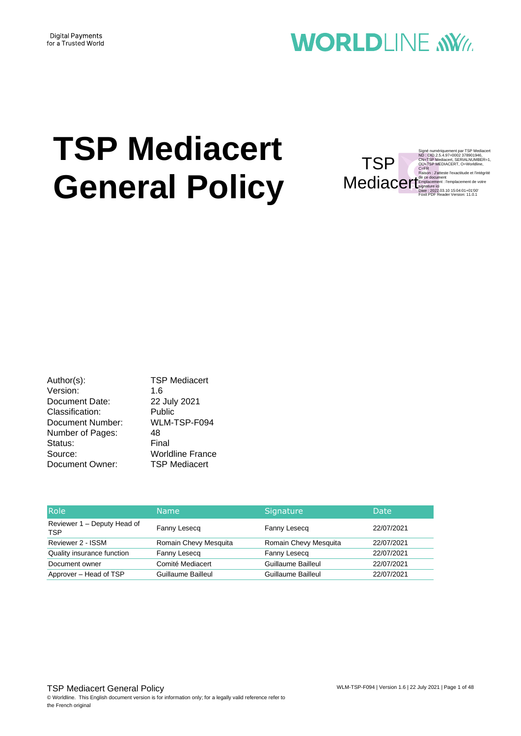Digital Payments
for a Trusted World

WORLDLINE

# TSP Mediacert General Policy

TSP Mediacert

Signé numériquement par TSP Mediacert
ND : OID.2.5.4.97=0002 378901946, CN=TSP Mediacert, SERIALNUMBER=1, OU=TSP MEDIACERT, O=Worldline, C=FR
Raison : J'atteste l'exactitude et l'intégrité de ce document
Emplacement : l'emplacement de votre signature ici
Date : 2022.03.10 15:04:01+01'00'
Foxit PDF Reader Version: 11.0.1

| | |
|---|---|
| Author(s): | TSP Mediacert |
| Version: | 1.6 |
| Document Date: | 22 July 2021 |
| Classification: | Public |
| Document Number: | WLM-TSP-F094 |
| Number of Pages: | 48 |
| Status: | Final |
| Source: | Worldline France |
| Document Owner: | TSP Mediacert |

| Role | Name | Signature | Date |
|---|---|---|---|
| Reviewer 1 – Deputy Head of TSP | Fanny Lesecq | Fanny Lesecq | 22/07/2021 |
| Reviewer 2 - ISSM | Romain Chevy Mesquita | Romain Chevy Mesquita | 22/07/2021 |
| Quality insurance function | Fanny Lesecq | Fanny Lesecq | 22/07/2021 |
| Document owner | Comité Mediacert | Guillaume Bailleul | 22/07/2021 |
| Approver – Head of TSP | Guillaume Bailleul | Guillaume Bailleul | 22/07/2021 |

© Worldline. This English document version is for information only; for a legally valid reference refer to the French original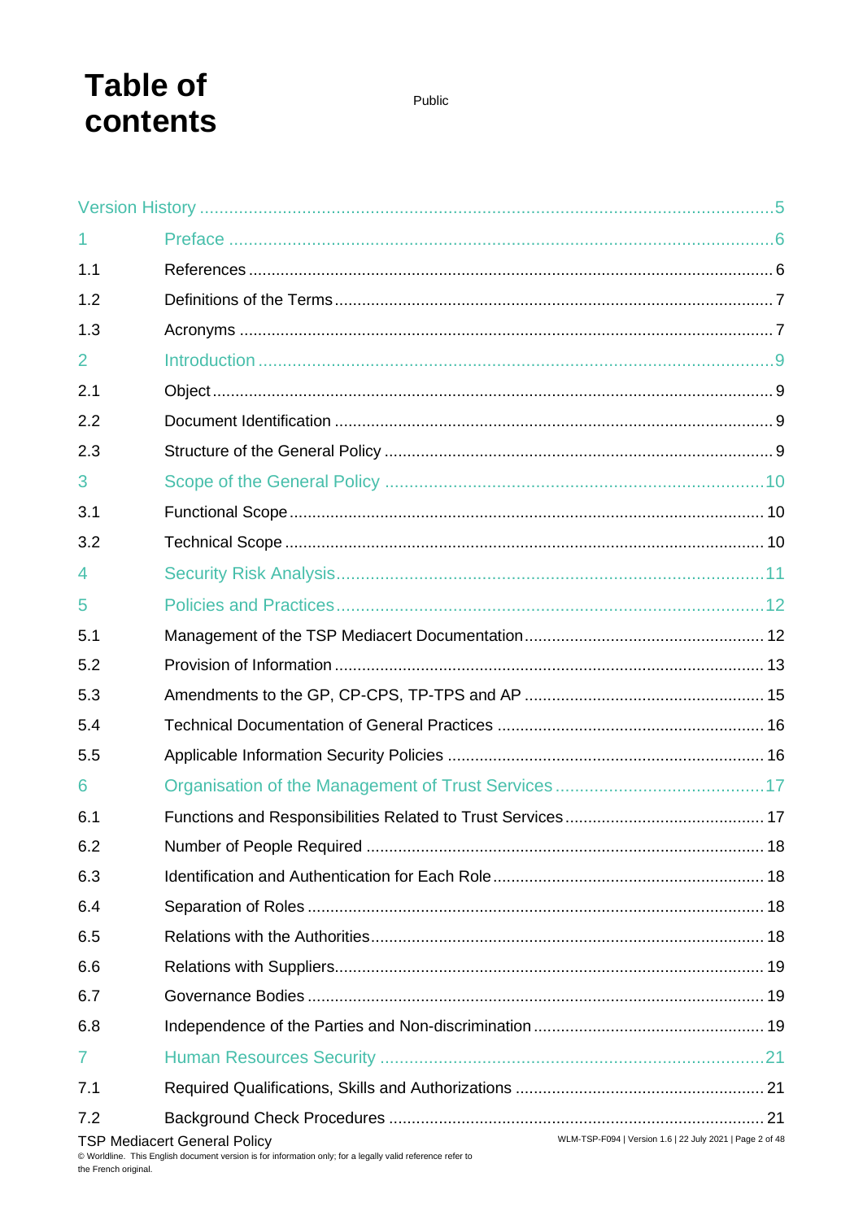# Table of contents

Public

| | | |
|---|---|---|
| Version History | | 5 |
| 1 | Preface | 6 |
| 1.1 | References | 6 |
| 1.2 | Definitions of the Terms | 7 |
| 1.3 | Acronyms | 7 |
| 2 | Introduction | 9 |
| 2.1 | Object | 9 |
| 2.2 | Document Identification | 9 |
| 2.3 | Structure of the General Policy | 9 |
| 3 | Scope of the General Policy | 10 |
| 3.1 | Functional Scope | 10 |
| 3.2 | Technical Scope | 10 |
| 4 | Security Risk Analysis | 11 |
| 5 | Policies and Practices | 12 |
| 5.1 | Management of the TSP Mediacert Documentation | 12 |
| 5.2 | Provision of Information | 13 |
| 5.3 | Amendments to the GP, CP-CPS, TP-TPS and AP | 15 |
| 5.4 | Technical Documentation of General Practices | 16 |
| 5.5 | Applicable Information Security Policies | 16 |
| 6 | Organisation of the Management of Trust Services | 17 |
| 6.1 | Functions and Responsibilities Related to Trust Services | 17 |
| 6.2 | Number of People Required | 18 |
| 6.3 | Identification and Authentication for Each Role | 18 |
| 6.4 | Separation of Roles | 18 |
| 6.5 | Relations with the Authorities | 18 |
| 6.6 | Relations with Suppliers | 19 |
| 6.7 | Governance Bodies | 19 |
| 6.8 | Independence of the Parties and Non-discrimination | 19 |
| 7 | Human Resources Security | 21 |
| 7.1 | Required Qualifications, Skills and Authorizations | 21 |
| 7.2 | Background Check Procedures | 21 |

TSP Mediacert General Policy

© Worldline. This English document version is for information only; for a legally valid reference refer to the French original.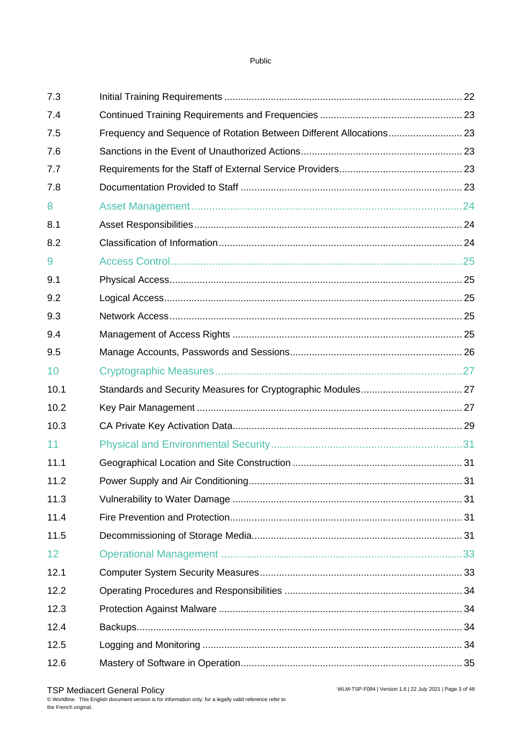| | | |
|---|---|---|
| 7.3 | Initial Training Requirements | 22 |
| 7.4 | Continued Training Requirements and Frequencies | 23 |
| 7.5 | Frequency and Sequence of Rotation Between Different Allocations | 23 |
| 7.6 | Sanctions in the Event of Unauthorized Actions | 23 |
| 7.7 | Requirements for the Staff of External Service Providers | 23 |
| 7.8 | Documentation Provided to Staff | 23 |
| 8 | Asset Management | 24 |
| 8.1 | Asset Responsibilities | 24 |
| 8.2 | Classification of Information | 24 |
| 9 | Access Control | 25 |
| 9.1 | Physical Access | 25 |
| 9.2 | Logical Access | 25 |
| 9.3 | Network Access | 25 |
| 9.4 | Management of Access Rights | 25 |
| 9.5 | Manage Accounts, Passwords and Sessions | 26 |
| 10 | Cryptographic Measures | 27 |
| 10.1 | Standards and Security Measures for Cryptographic Modules | 27 |
| 10.2 | Key Pair Management | 27 |
| 10.3 | CA Private Key Activation Data | 29 |
| 11 | Physical and Environmental Security | 31 |
| 11.1 | Geographical Location and Site Construction | 31 |
| 11.2 | Power Supply and Air Conditioning | 31 |
| 11.3 | Vulnerability to Water Damage | 31 |
| 11.4 | Fire Prevention and Protection | 31 |
| 11.5 | Decommissioning of Storage Media | 31 |
| 12 | Operational Management | 33 |
| 12.1 | Computer System Security Measures | 33 |
| 12.2 | Operating Procedures and Responsibilities | 34 |
| 12.3 | Protection Against Malware | 34 |
| 12.4 | Backups | 34 |
| 12.5 | Logging and Monitoring | 34 |
| 12.6 | Mastery of Software in Operation | 35 |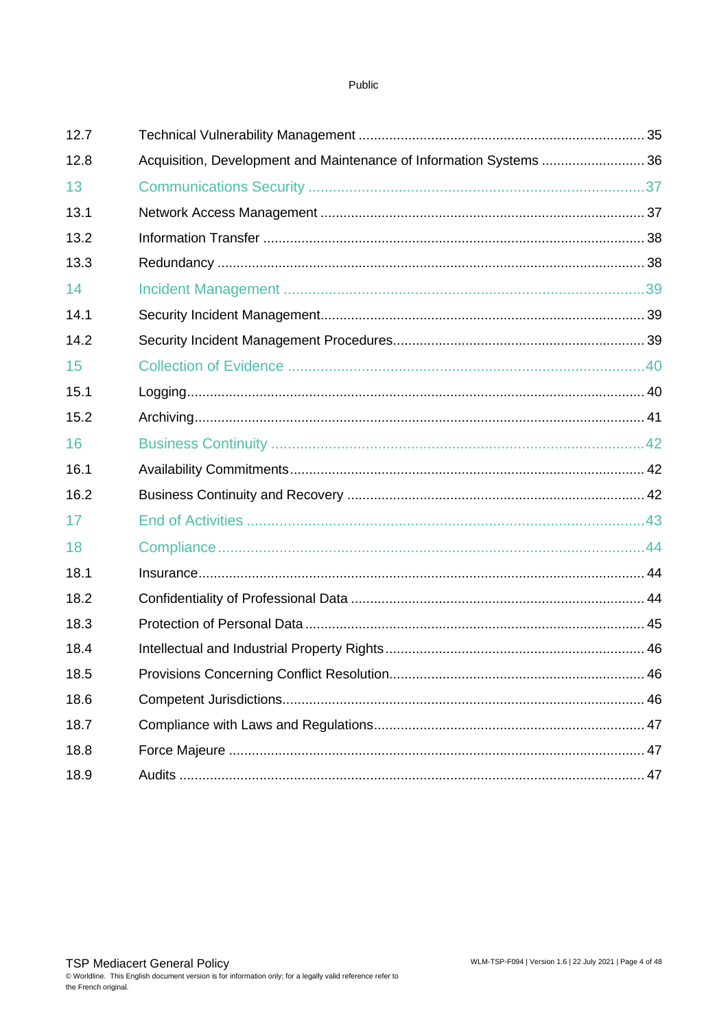| | | |
|---|---|---|
| 12.7 | Technical Vulnerability Management | 35 |
| 12.8 | Acquisition, Development and Maintenance of Information Systems | 36 |
| 13 | Communications Security | 37 |
| 13.1 | Network Access Management | 37 |
| 13.2 | Information Transfer | 38 |
| 13.3 | Redundancy | 38 |
| 14 | Incident Management | 39 |
| 14.1 | Security Incident Management | 39 |
| 14.2 | Security Incident Management Procedures | 39 |
| 15 | Collection of Evidence | 40 |
| 15.1 | Logging | 40 |
| 15.2 | Archiving | 41 |
| 16 | Business Continuity | 42 |
| 16.1 | Availability Commitments | 42 |
| 16.2 | Business Continuity and Recovery | 42 |
| 17 | End of Activities | 43 |
| 18 | Compliance | 44 |
| 18.1 | Insurance | 44 |
| 18.2 | Confidentiality of Professional Data | 44 |
| 18.3 | Protection of Personal Data | 45 |
| 18.4 | Intellectual and Industrial Property Rights | 46 |
| 18.5 | Provisions Concerning Conflict Resolution | 46 |
| 18.6 | Competent Jurisdictions | 46 |
| 18.7 | Compliance with Laws and Regulations | 47 |
| 18.8 | Force Majeure | 47 |
| 18.9 | Audits | 47 |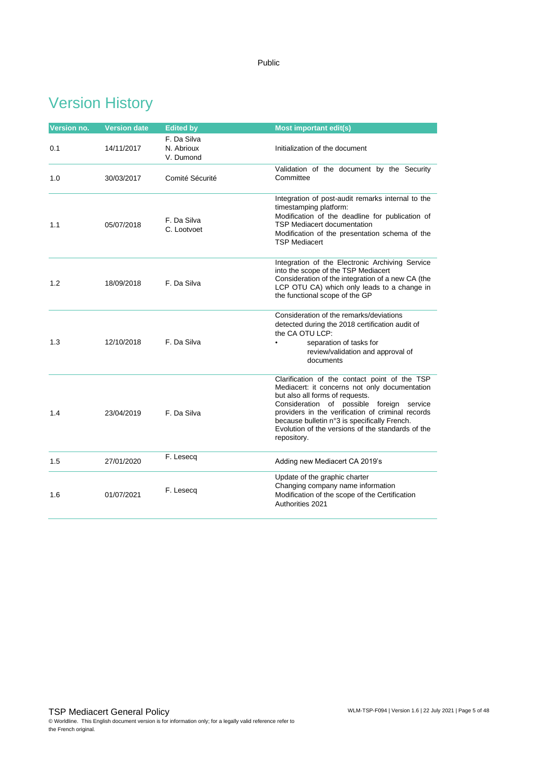# Version History

| Version no. | Version date | Edited by | Most important edit(s) |
|---|---|---|---|
| 0.1 | 14/11/2017 | F. Da Silva<br>N. Abrioux<br>V. Dumond | Initialization of the document |
| 1.0 | 30/03/2017 | Comité Sécurité | Validation of the document by the Security Committee |
| 1.1 | 05/07/2018 | F. Da Silva<br>C. Lootvoet | Integration of post-audit remarks internal to the timestamping platform:<br>Modification of the deadline for publication of TSP Mediacert documentation<br>Modification of the presentation schema of the TSP Mediacert |
| 1.2 | 18/09/2018 | F. Da Silva | Integration of the Electronic Archiving Service into the scope of the TSP Mediacert<br>Consideration of the integration of a new CA (the LCP OTU CA) which only leads to a change in the functional scope of the GP |
| 1.3 | 12/10/2018 | F. Da Silva | Consideration of the remarks/deviations detected during the 2018 certification audit of the CA OTU LCP:<br>• separation of tasks for review/validation and approval of documents |
| 1.4 | 23/04/2019 | F. Da Silva | Clarification of the contact point of the TSP Mediacert: it concerns not only documentation but also all forms of requests.<br>Consideration of possible foreign service providers in the verification of criminal records because bulletin n°3 is specifically French.<br>Evolution of the versions of the standards of the repository. |
| 1.5 | 27/01/2020 | F. Lesecq | Adding new Mediacert CA 2019's |
| 1.6 | 01/07/2021 | F. Lesecq | Update of the graphic charter<br>Changing company name information<br>Modification of the scope of the Certification Authorities 2021 |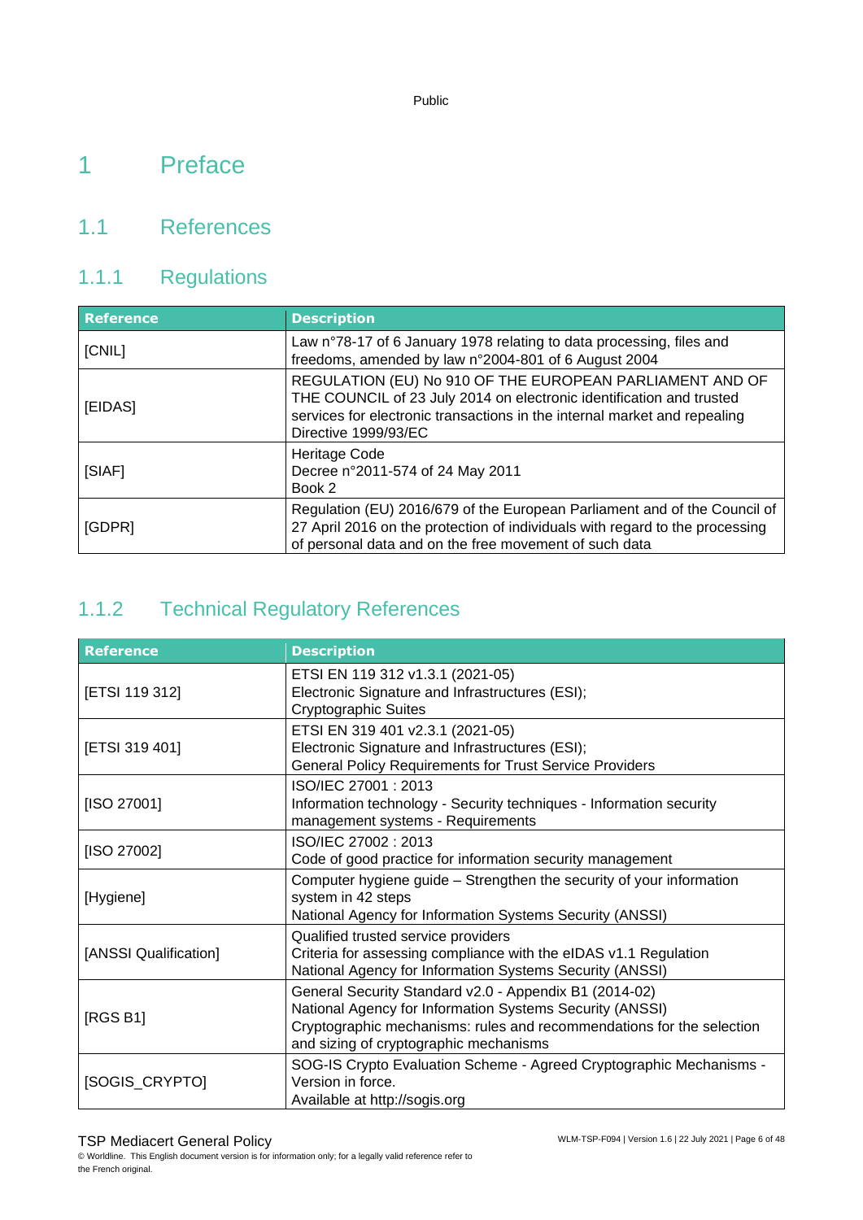# 1 Preface

## 1.1 References

### 1.1.1 Regulations

| Reference | Description |
| --- | --- |
| [CNIL] | Law n°78-17 of 6 January 1978 relating to data processing, files and freedoms, amended by law n°2004-801 of 6 August 2004 |
| [EIDAS] | REGULATION (EU) No 910 OF THE EUROPEAN PARLIAMENT AND OF THE COUNCIL of 23 July 2014 on electronic identification and trusted services for electronic transactions in the internal market and repealing Directive 1999/93/EC |
| [SIAF] | Heritage Code<br>Decree n°2011-574 of 24 May 2011<br>Book 2 |
| [GDPR] | Regulation (EU) 2016/679 of the European Parliament and of the Council of 27 April 2016 on the protection of individuals with regard to the processing of personal data and on the free movement of such data |

### 1.1.2 Technical Regulatory References

| Reference | Description |
| --- | --- |
| [ETSI 119 312] | ETSI EN 119 312 v1.3.1 (2021-05)<br>Electronic Signature and Infrastructures (ESI);<br>Cryptographic Suites |
| [ETSI 319 401] | ETSI EN 319 401 v2.3.1 (2021-05)<br>Electronic Signature and Infrastructures (ESI);<br>General Policy Requirements for Trust Service Providers |
| [ISO 27001] | ISO/IEC 27001 : 2013<br>Information technology - Security techniques - Information security management systems - Requirements |
| [ISO 27002] | ISO/IEC 27002 : 2013<br>Code of good practice for information security management |
| [Hygiene] | Computer hygiene guide – Strengthen the security of your information system in 42 steps<br>National Agency for Information Systems Security (ANSSI) |
| [ANSSI Qualification] | Qualified trusted service providers<br>Criteria for assessing compliance with the eIDAS v1.1 Regulation<br>National Agency for Information Systems Security (ANSSI) |
| [RGS B1] | General Security Standard v2.0 - Appendix B1 (2014-02)<br>National Agency for Information Systems Security (ANSSI)<br>Cryptographic mechanisms: rules and recommendations for the selection and sizing of cryptographic mechanisms |
| [SOGIS_CRYPTO] | SOG-IS Crypto Evaluation Scheme - Agreed Cryptographic Mechanisms - Version in force.<br>Available at http://sogis.org |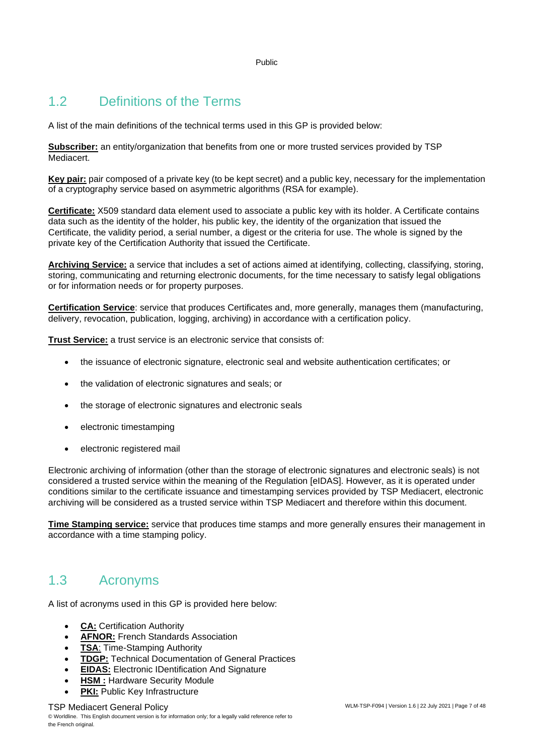## 1.2 Definitions of the Terms

A list of the main definitions of the technical terms used in this GP is provided below:

**Subscriber:** an entity/organization that benefits from one or more trusted services provided by TSP Mediacert.

**Key pair:** pair composed of a private key (to be kept secret) and a public key, necessary for the implementation of a cryptography service based on asymmetric algorithms (RSA for example).

**Certificate:** X509 standard data element used to associate a public key with its holder. A Certificate contains data such as the identity of the holder, his public key, the identity of the organization that issued the Certificate, the validity period, a serial number, a digest or the criteria for use. The whole is signed by the private key of the Certification Authority that issued the Certificate.

**Archiving Service:** a service that includes a set of actions aimed at identifying, collecting, classifying, storing, storing, communicating and returning electronic documents, for the time necessary to satisfy legal obligations or for information needs or for property purposes.

**Certification Service**: service that produces Certificates and, more generally, manages them (manufacturing, delivery, revocation, publication, logging, archiving) in accordance with a certification policy.

**Trust Service:** a trust service is an electronic service that consists of:

- the issuance of electronic signature, electronic seal and website authentication certificates; or
- the validation of electronic signatures and seals; or
- the storage of electronic signatures and electronic seals
- electronic timestamping
- electronic registered mail

Electronic archiving of information (other than the storage of electronic signatures and electronic seals) is not considered a trusted service within the meaning of the Regulation [eIDAS]. However, as it is operated under conditions similar to the certificate issuance and timestamping services provided by TSP Mediacert, electronic archiving will be considered as a trusted service within TSP Mediacert and therefore within this document.

**Time Stamping service:** service that produces time stamps and more generally ensures their management in accordance with a time stamping policy.

## 1.3 Acronyms

A list of acronyms used in this GP is provided here below:

- **CA:** Certification Authority
- **AFNOR:** French Standards Association
- **TSA**: Time-Stamping Authority
- **TDGP:** Technical Documentation of General Practices
- **EIDAS:** Electronic IDentification And Signature
- **HSM :** Hardware Security Module
- **PKI:** Public Key Infrastructure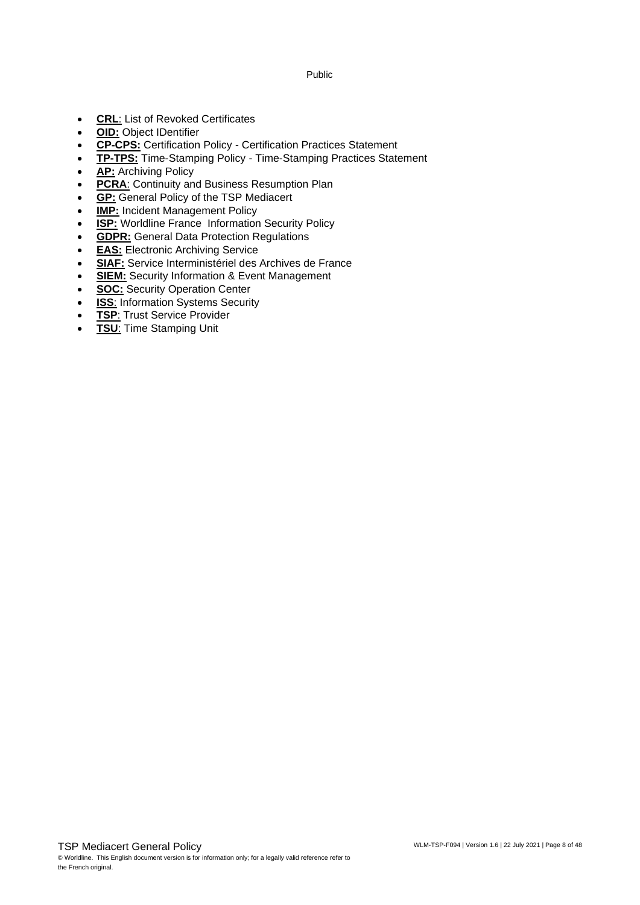- **CRL**: List of Revoked Certificates
- **OID:** Object IDentifier
- **CP-CPS:** Certification Policy - Certification Practices Statement
- **TP-TPS:** Time-Stamping Policy - Time-Stamping Practices Statement
- **AP:** Archiving Policy
- **PCRA**: Continuity and Business Resumption Plan
- **GP:** General Policy of the TSP Mediacert
- **IMP:** Incident Management Policy
- **ISP:** Worldline France Information Security Policy
- **GDPR:** General Data Protection Regulations
- **EAS:** Electronic Archiving Service
- **SIAF:** Service Interministériel des Archives de France
- **SIEM:** Security Information & Event Management
- **SOC:** Security Operation Center
- **ISS**: Information Systems Security
- **TSP**: Trust Service Provider
- **TSU**: Time Stamping Unit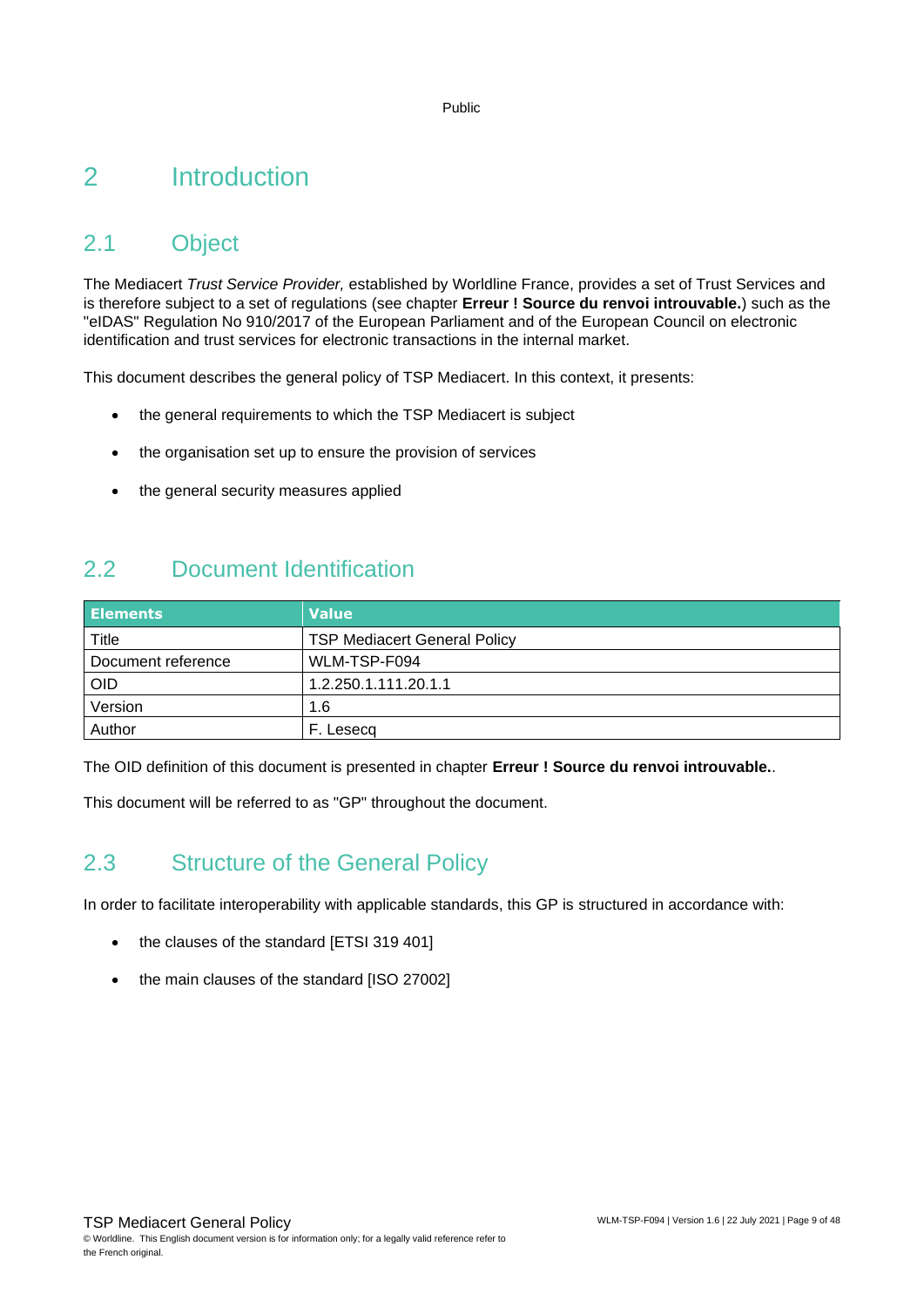# 2 Introduction

## 2.1 Object

The Mediacert *Trust Service Provider,* established by Worldline France, provides a set of Trust Services and is therefore subject to a set of regulations (see chapter **Erreur ! Source du renvoi introuvable.**) such as the "eIDAS" Regulation No 910/2017 of the European Parliament and of the European Council on electronic identification and trust services for electronic transactions in the internal market.

This document describes the general policy of TSP Mediacert. In this context, it presents:

- the general requirements to which the TSP Mediacert is subject
- the organisation set up to ensure the provision of services
- the general security measures applied

## 2.2 Document Identification

| Elements | Value |
| --- | --- |
| Title | TSP Mediacert General Policy |
| Document reference | WLM-TSP-F094 |
| OID | 1.2.250.1.111.20.1.1 |
| Version | 1.6 |
| Author | F. Lesecq |

The OID definition of this document is presented in chapter **Erreur ! Source du renvoi introuvable.**.

This document will be referred to as "GP" throughout the document.

## 2.3 Structure of the General Policy

In order to facilitate interoperability with applicable standards, this GP is structured in accordance with:

- the clauses of the standard [ETSI 319 401]
- the main clauses of the standard [ISO 27002]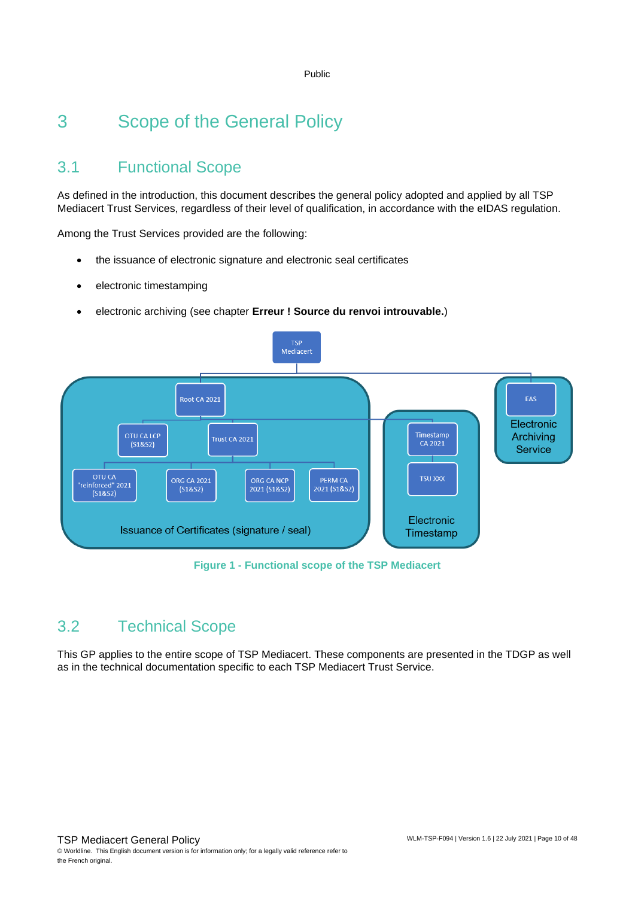# 3 Scope of the General Policy

## 3.1 Functional Scope

As defined in the introduction, this document describes the general policy adopted and applied by all TSP Mediacert Trust Services, regardless of their level of qualification, in accordance with the eIDAS regulation.

Among the Trust Services provided are the following:

- the issuance of electronic signature and electronic seal certificates
- electronic timestamping
- electronic archiving (see chapter **Erreur ! Source du renvoi introuvable.**)

**Figure 1 - Functional scope of the TSP Mediacert**

## 3.2 Technical Scope

This GP applies to the entire scope of TSP Mediacert. These components are presented in the TDGP as well as in the technical documentation specific to each TSP Mediacert Trust Service.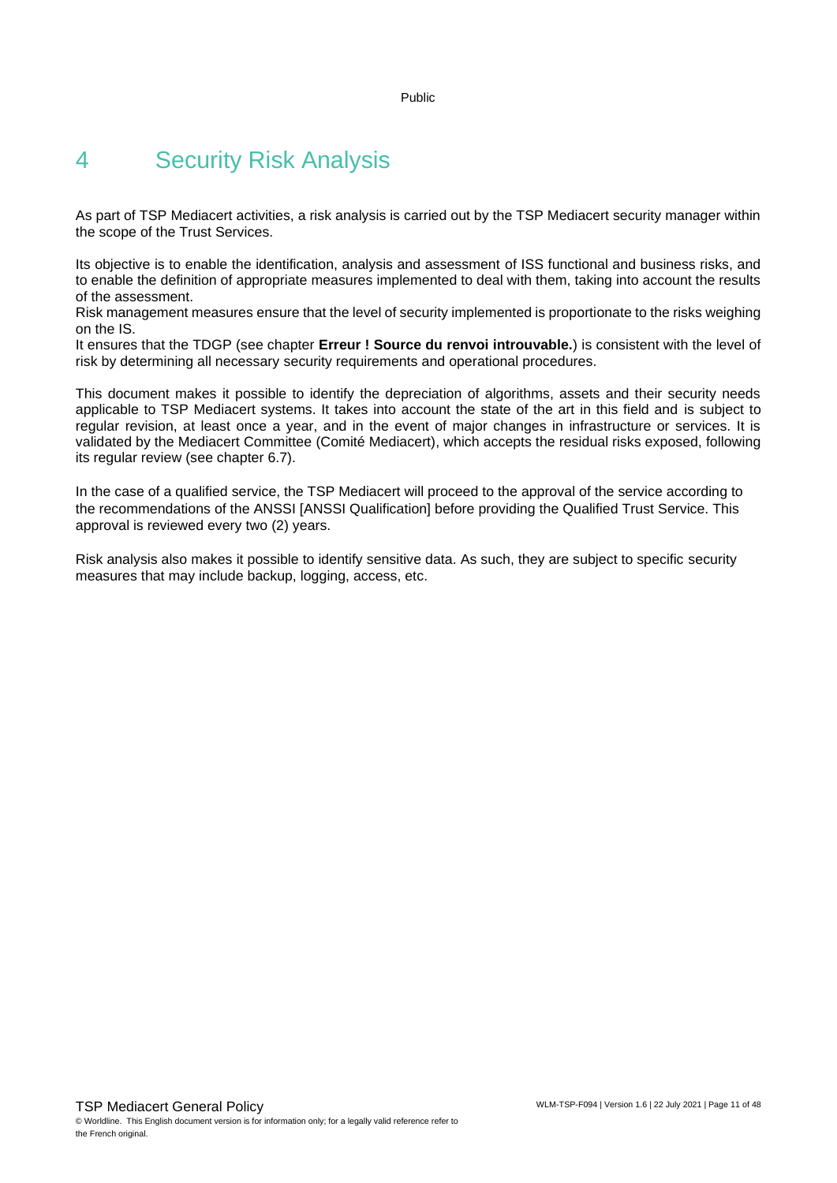# 4 Security Risk Analysis

As part of TSP Mediacert activities, a risk analysis is carried out by the TSP Mediacert security manager within the scope of the Trust Services.

Its objective is to enable the identification, analysis and assessment of ISS functional and business risks, and to enable the definition of appropriate measures implemented to deal with them, taking into account the results of the assessment.
Risk management measures ensure that the level of security implemented is proportionate to the risks weighing on the IS.
It ensures that the TDGP (see chapter **Erreur ! Source du renvoi introuvable.**) is consistent with the level of risk by determining all necessary security requirements and operational procedures.

This document makes it possible to identify the depreciation of algorithms, assets and their security needs applicable to TSP Mediacert systems. It takes into account the state of the art in this field and is subject to regular revision, at least once a year, and in the event of major changes in infrastructure or services. It is validated by the Mediacert Committee (Comité Mediacert), which accepts the residual risks exposed, following its regular review (see chapter 6.7).

In the case of a qualified service, the TSP Mediacert will proceed to the approval of the service according to the recommendations of the ANSSI [ANSSI Qualification] before providing the Qualified Trust Service. This approval is reviewed every two (2) years.

Risk analysis also makes it possible to identify sensitive data. As such, they are subject to specific security measures that may include backup, logging, access, etc.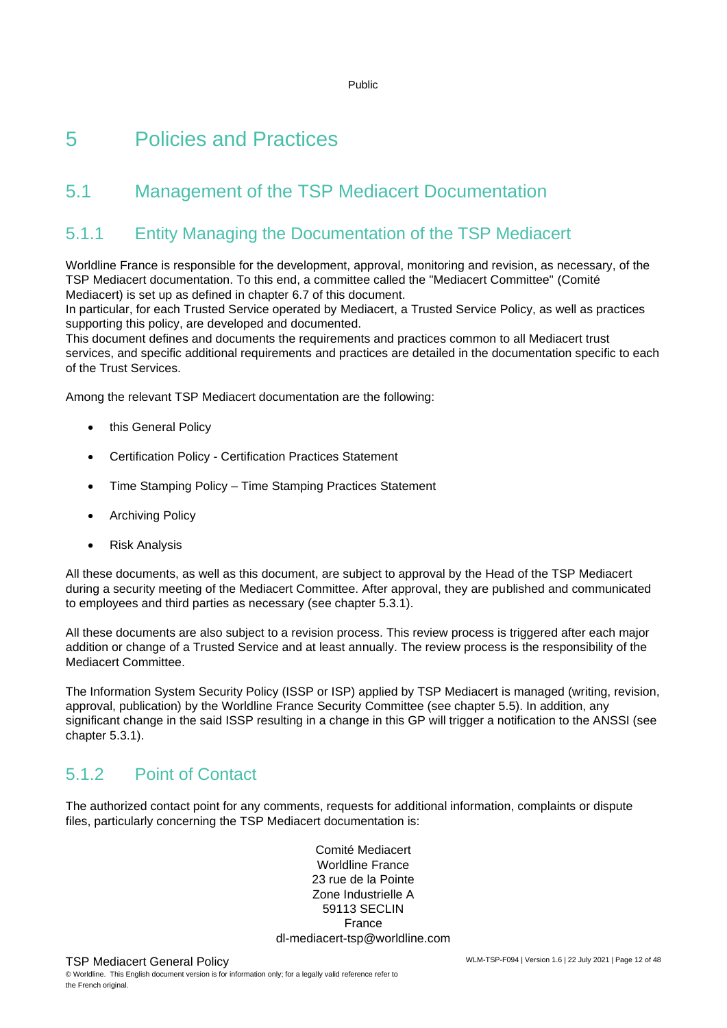# 5 Policies and Practices

## 5.1 Management of the TSP Mediacert Documentation

### 5.1.1 Entity Managing the Documentation of the TSP Mediacert

Worldline France is responsible for the development, approval, monitoring and revision, as necessary, of the TSP Mediacert documentation. To this end, a committee called the "Mediacert Committee" (Comité Mediacert) is set up as defined in chapter 6.7 of this document.
In particular, for each Trusted Service operated by Mediacert, a Trusted Service Policy, as well as practices supporting this policy, are developed and documented.
This document defines and documents the requirements and practices common to all Mediacert trust services, and specific additional requirements and practices are detailed in the documentation specific to each of the Trust Services.

Among the relevant TSP Mediacert documentation are the following:

- this General Policy
- Certification Policy - Certification Practices Statement
- Time Stamping Policy – Time Stamping Practices Statement
- Archiving Policy
- Risk Analysis

All these documents, as well as this document, are subject to approval by the Head of the TSP Mediacert during a security meeting of the Mediacert Committee. After approval, they are published and communicated to employees and third parties as necessary (see chapter 5.3.1).

All these documents are also subject to a revision process. This review process is triggered after each major addition or change of a Trusted Service and at least annually. The review process is the responsibility of the Mediacert Committee.

The Information System Security Policy (ISSP or ISP) applied by TSP Mediacert is managed (writing, revision, approval, publication) by the Worldline France Security Committee (see chapter 5.5). In addition, any significant change in the said ISSP resulting in a change in this GP will trigger a notification to the ANSSI (see chapter 5.3.1).

### 5.1.2 Point of Contact

The authorized contact point for any comments, requests for additional information, complaints or dispute files, particularly concerning the TSP Mediacert documentation is:

Comité Mediacert
Worldline France
23 rue de la Pointe
Zone Industrielle A
59113 SECLIN
France
dl-mediacert-tsp@worldline.com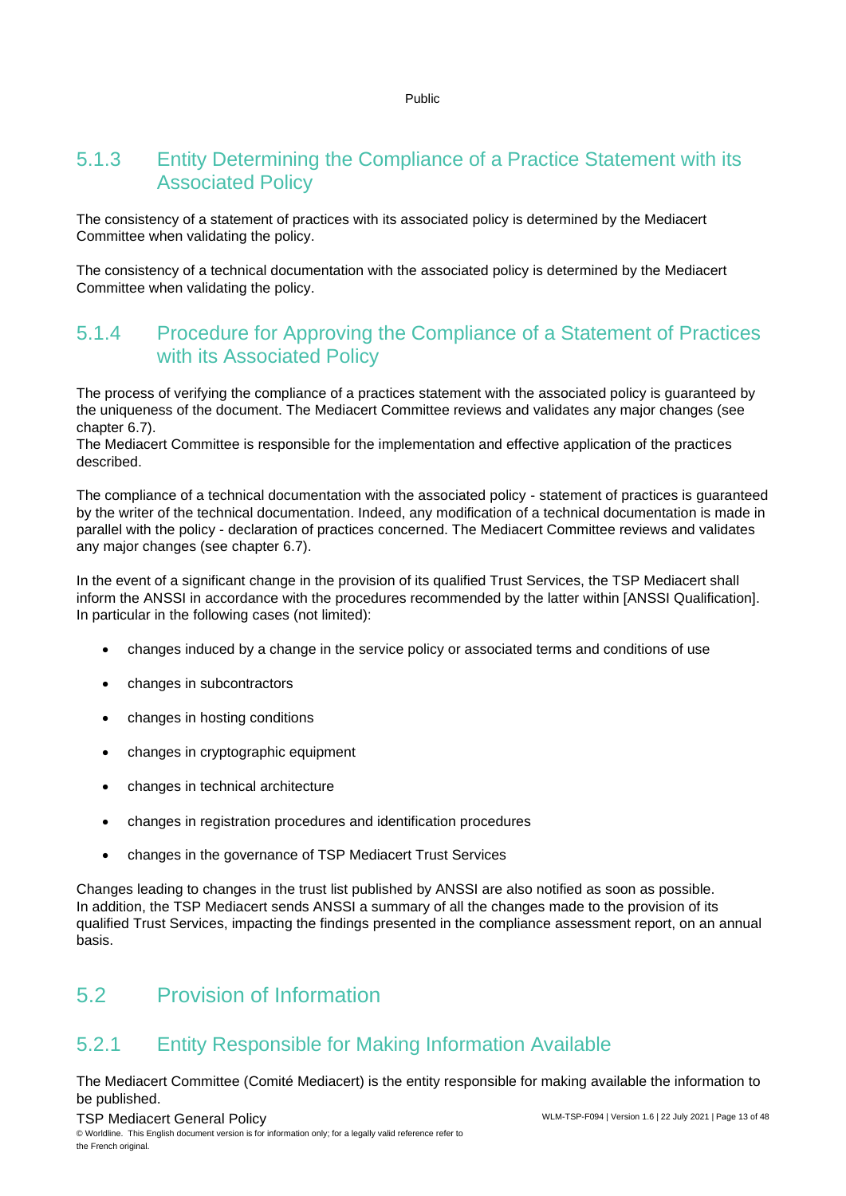### 5.1.3 Entity Determining the Compliance of a Practice Statement with its Associated Policy

The consistency of a statement of practices with its associated policy is determined by the Mediacert Committee when validating the policy.

The consistency of a technical documentation with the associated policy is determined by the Mediacert Committee when validating the policy.

### 5.1.4 Procedure for Approving the Compliance of a Statement of Practices with its Associated Policy

The process of verifying the compliance of a practices statement with the associated policy is guaranteed by the uniqueness of the document. The Mediacert Committee reviews and validates any major changes (see chapter 6.7).
The Mediacert Committee is responsible for the implementation and effective application of the practices described.

The compliance of a technical documentation with the associated policy - statement of practices is guaranteed by the writer of the technical documentation. Indeed, any modification of a technical documentation is made in parallel with the policy - declaration of practices concerned. The Mediacert Committee reviews and validates any major changes (see chapter 6.7).

In the event of a significant change in the provision of its qualified Trust Services, the TSP Mediacert shall inform the ANSSI in accordance with the procedures recommended by the latter within [ANSSI Qualification]. In particular in the following cases (not limited):

- changes induced by a change in the service policy or associated terms and conditions of use
- changes in subcontractors
- changes in hosting conditions
- changes in cryptographic equipment
- changes in technical architecture
- changes in registration procedures and identification procedures
- changes in the governance of TSP Mediacert Trust Services

Changes leading to changes in the trust list published by ANSSI are also notified as soon as possible.
In addition, the TSP Mediacert sends ANSSI a summary of all the changes made to the provision of its qualified Trust Services, impacting the findings presented in the compliance assessment report, on an annual basis.

## 5.2 Provision of Information

### 5.2.1 Entity Responsible for Making Information Available

The Mediacert Committee (Comité Mediacert) is the entity responsible for making available the information to be published.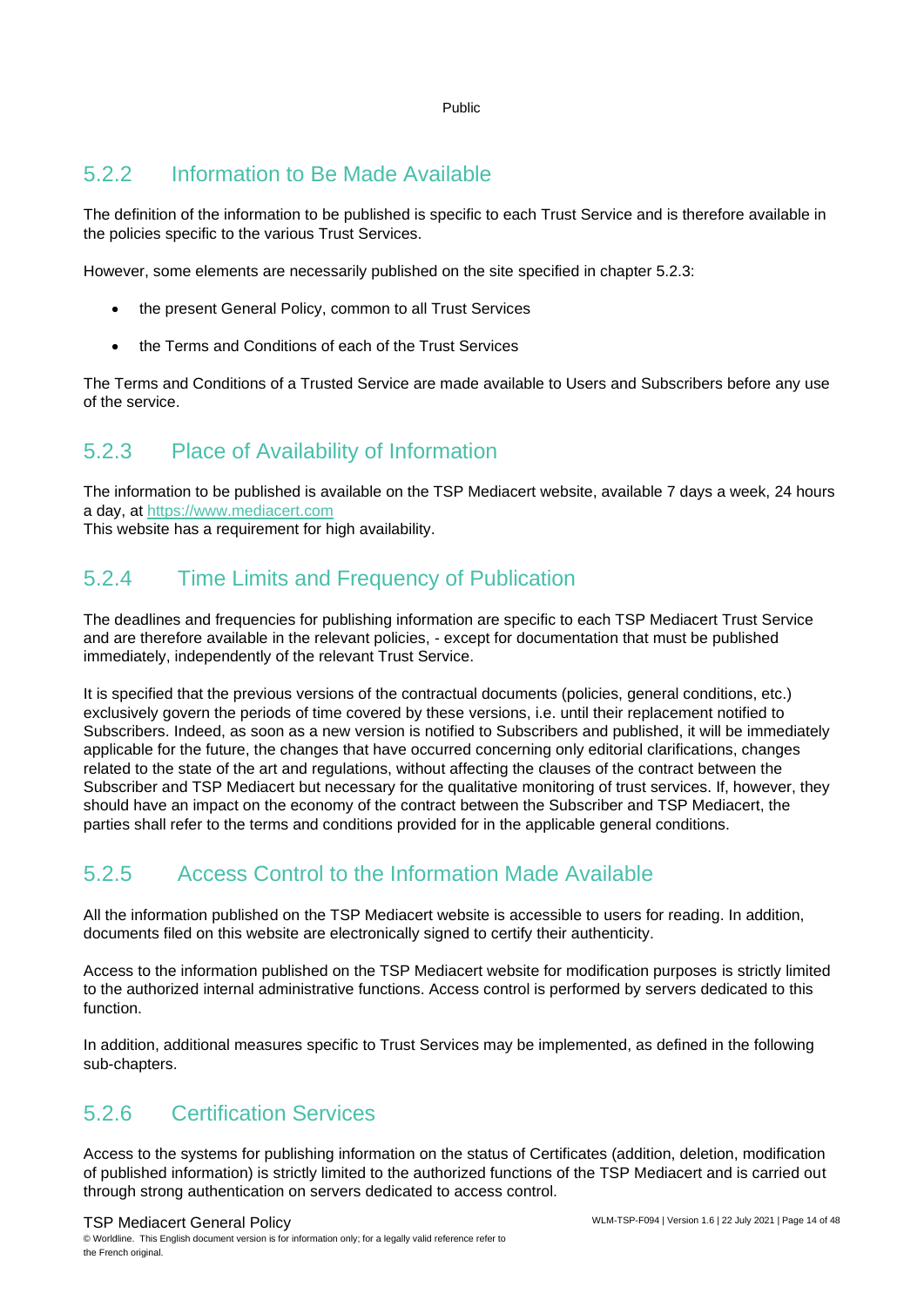### 5.2.2 Information to Be Made Available

The definition of the information to be published is specific to each Trust Service and is therefore available in the policies specific to the various Trust Services.

However, some elements are necessarily published on the site specified in chapter 5.2.3:

- the present General Policy, common to all Trust Services
- the Terms and Conditions of each of the Trust Services

The Terms and Conditions of a Trusted Service are made available to Users and Subscribers before any use of the service.

### 5.2.3 Place of Availability of Information

The information to be published is available on the TSP Mediacert website, available 7 days a week, 24 hours a day, at https://www.mediacert.com
This website has a requirement for high availability.

### 5.2.4 Time Limits and Frequency of Publication

The deadlines and frequencies for publishing information are specific to each TSP Mediacert Trust Service and are therefore available in the relevant policies, - except for documentation that must be published immediately, independently of the relevant Trust Service.

It is specified that the previous versions of the contractual documents (policies, general conditions, etc.) exclusively govern the periods of time covered by these versions, i.e. until their replacement notified to Subscribers. Indeed, as soon as a new version is notified to Subscribers and published, it will be immediately applicable for the future, the changes that have occurred concerning only editorial clarifications, changes related to the state of the art and regulations, without affecting the clauses of the contract between the Subscriber and TSP Mediacert but necessary for the qualitative monitoring of trust services. If, however, they should have an impact on the economy of the contract between the Subscriber and TSP Mediacert, the parties shall refer to the terms and conditions provided for in the applicable general conditions.

### 5.2.5 Access Control to the Information Made Available

All the information published on the TSP Mediacert website is accessible to users for reading. In addition, documents filed on this website are electronically signed to certify their authenticity.

Access to the information published on the TSP Mediacert website for modification purposes is strictly limited to the authorized internal administrative functions. Access control is performed by servers dedicated to this function.

In addition, additional measures specific to Trust Services may be implemented, as defined in the following sub-chapters.

### 5.2.6 Certification Services

Access to the systems for publishing information on the status of Certificates (addition, deletion, modification of published information) is strictly limited to the authorized functions of the TSP Mediacert and is carried out through strong authentication on servers dedicated to access control.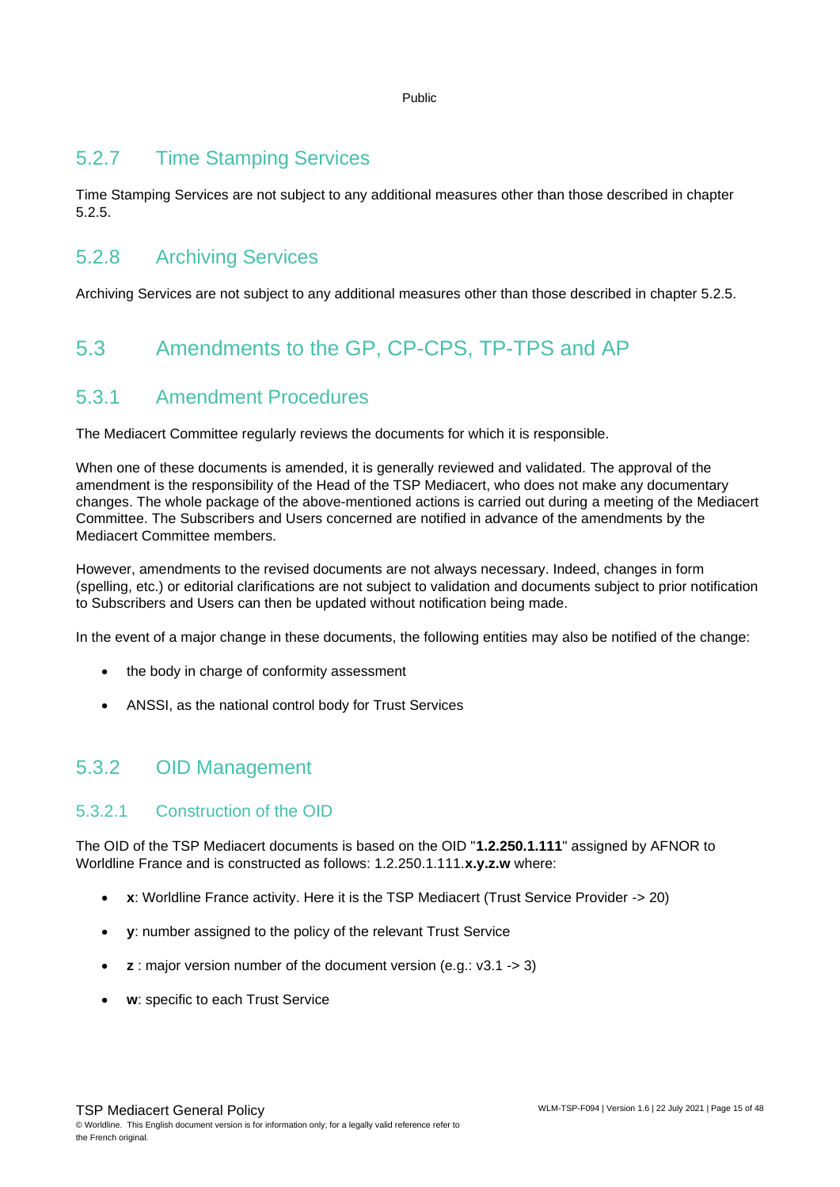### 5.2.7 Time Stamping Services

Time Stamping Services are not subject to any additional measures other than those described in chapter 5.2.5.

### 5.2.8 Archiving Services

Archiving Services are not subject to any additional measures other than those described in chapter 5.2.5.

## 5.3 Amendments to the GP, CP-CPS, TP-TPS and AP

### 5.3.1 Amendment Procedures

The Mediacert Committee regularly reviews the documents for which it is responsible.

When one of these documents is amended, it is generally reviewed and validated. The approval of the amendment is the responsibility of the Head of the TSP Mediacert, who does not make any documentary changes. The whole package of the above-mentioned actions is carried out during a meeting of the Mediacert Committee. The Subscribers and Users concerned are notified in advance of the amendments by the Mediacert Committee members.

However, amendments to the revised documents are not always necessary. Indeed, changes in form (spelling, etc.) or editorial clarifications are not subject to validation and documents subject to prior notification to Subscribers and Users can then be updated without notification being made.

In the event of a major change in these documents, the following entities may also be notified of the change:

- the body in charge of conformity assessment
- ANSSI, as the national control body for Trust Services

### 5.3.2 OID Management

#### 5.3.2.1 Construction of the OID

The OID of the TSP Mediacert documents is based on the OID "**1.2.250.1.111**" assigned by AFNOR to Worldline France and is constructed as follows: 1.2.250.1.111.**x.y.z.w** where:

- **x**: Worldline France activity. Here it is the TSP Mediacert (Trust Service Provider -> 20)
- **y**: number assigned to the policy of the relevant Trust Service
- **z** : major version number of the document version (e.g.: v3.1 -> 3)
- **w**: specific to each Trust Service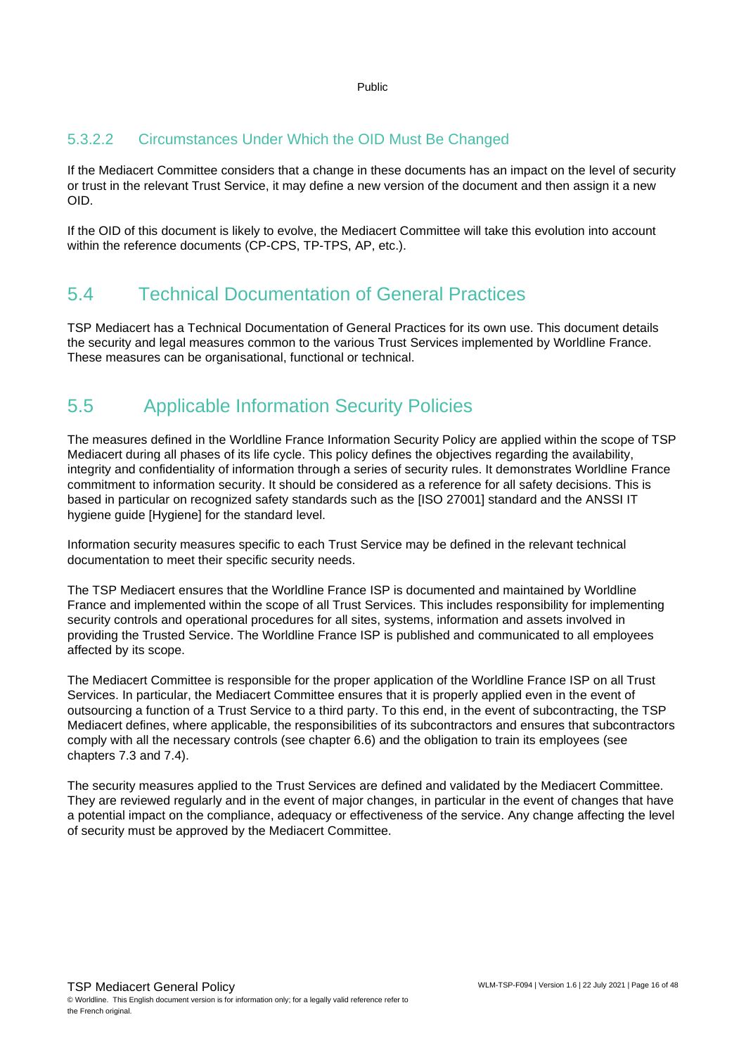#### 5.3.2.2 Circumstances Under Which the OID Must Be Changed

If the Mediacert Committee considers that a change in these documents has an impact on the level of security or trust in the relevant Trust Service, it may define a new version of the document and then assign it a new OID.

If the OID of this document is likely to evolve, the Mediacert Committee will take this evolution into account within the reference documents (CP-CPS, TP-TPS, AP, etc.).

## 5.4 Technical Documentation of General Practices

TSP Mediacert has a Technical Documentation of General Practices for its own use. This document details the security and legal measures common to the various Trust Services implemented by Worldline France. These measures can be organisational, functional or technical.

## 5.5 Applicable Information Security Policies

The measures defined in the Worldline France Information Security Policy are applied within the scope of TSP Mediacert during all phases of its life cycle. This policy defines the objectives regarding the availability, integrity and confidentiality of information through a series of security rules. It demonstrates Worldline France commitment to information security. It should be considered as a reference for all safety decisions. This is based in particular on recognized safety standards such as the [ISO 27001] standard and the ANSSI IT hygiene guide [Hygiene] for the standard level.

Information security measures specific to each Trust Service may be defined in the relevant technical documentation to meet their specific security needs.

The TSP Mediacert ensures that the Worldline France ISP is documented and maintained by Worldline France and implemented within the scope of all Trust Services. This includes responsibility for implementing security controls and operational procedures for all sites, systems, information and assets involved in providing the Trusted Service. The Worldline France ISP is published and communicated to all employees affected by its scope.

The Mediacert Committee is responsible for the proper application of the Worldline France ISP on all Trust Services. In particular, the Mediacert Committee ensures that it is properly applied even in the event of outsourcing a function of a Trust Service to a third party. To this end, in the event of subcontracting, the TSP Mediacert defines, where applicable, the responsibilities of its subcontractors and ensures that subcontractors comply with all the necessary controls (see chapter 6.6) and the obligation to train its employees (see chapters 7.3 and 7.4).

The security measures applied to the Trust Services are defined and validated by the Mediacert Committee. They are reviewed regularly and in the event of major changes, in particular in the event of changes that have a potential impact on the compliance, adequacy or effectiveness of the service. Any change affecting the level of security must be approved by the Mediacert Committee.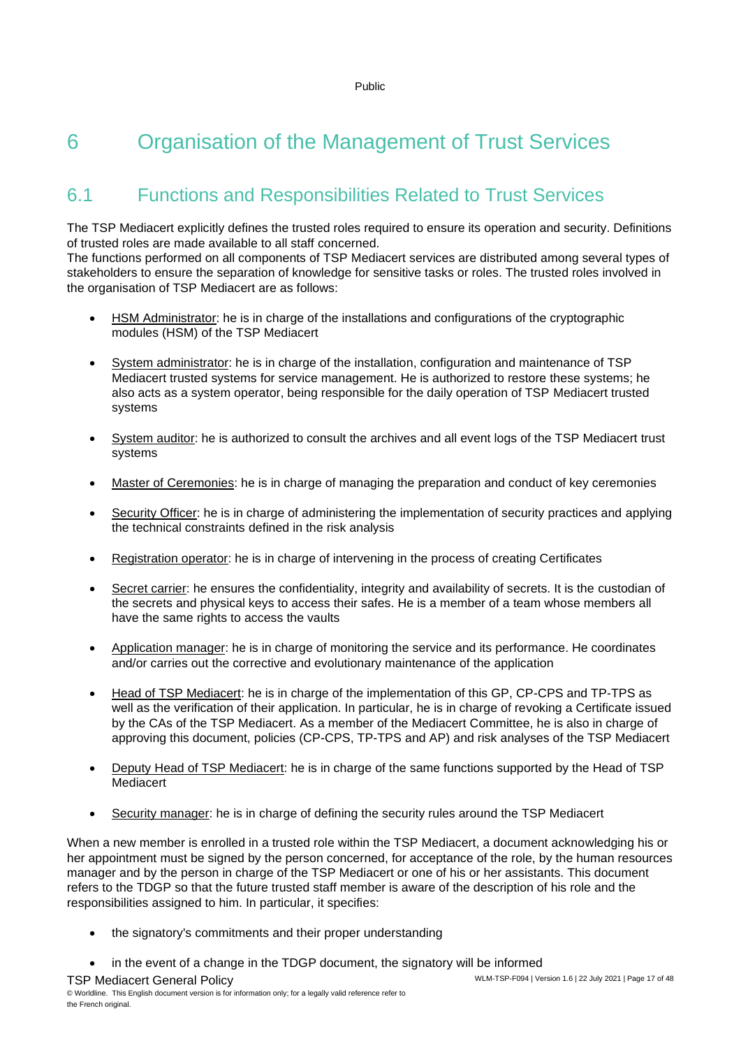# 6 Organisation of the Management of Trust Services

## 6.1 Functions and Responsibilities Related to Trust Services

The TSP Mediacert explicitly defines the trusted roles required to ensure its operation and security. Definitions of trusted roles are made available to all staff concerned.
The functions performed on all components of TSP Mediacert services are distributed among several types of stakeholders to ensure the separation of knowledge for sensitive tasks or roles. The trusted roles involved in the organisation of TSP Mediacert are as follows:

- HSM Administrator: he is in charge of the installations and configurations of the cryptographic modules (HSM) of the TSP Mediacert
- System administrator: he is in charge of the installation, configuration and maintenance of TSP Mediacert trusted systems for service management. He is authorized to restore these systems; he also acts as a system operator, being responsible for the daily operation of TSP Mediacert trusted systems
- System auditor: he is authorized to consult the archives and all event logs of the TSP Mediacert trust systems
- Master of Ceremonies: he is in charge of managing the preparation and conduct of key ceremonies
- Security Officer: he is in charge of administering the implementation of security practices and applying the technical constraints defined in the risk analysis
- Registration operator: he is in charge of intervening in the process of creating Certificates
- Secret carrier: he ensures the confidentiality, integrity and availability of secrets. It is the custodian of the secrets and physical keys to access their safes. He is a member of a team whose members all have the same rights to access the vaults
- Application manager: he is in charge of monitoring the service and its performance. He coordinates and/or carries out the corrective and evolutionary maintenance of the application
- Head of TSP Mediacert: he is in charge of the implementation of this GP, CP-CPS and TP-TPS as well as the verification of their application. In particular, he is in charge of revoking a Certificate issued by the CAs of the TSP Mediacert. As a member of the Mediacert Committee, he is also in charge of approving this document, policies (CP-CPS, TP-TPS and AP) and risk analyses of the TSP Mediacert
- Deputy Head of TSP Mediacert: he is in charge of the same functions supported by the Head of TSP Mediacert
- Security manager: he is in charge of defining the security rules around the TSP Mediacert

When a new member is enrolled in a trusted role within the TSP Mediacert, a document acknowledging his or her appointment must be signed by the person concerned, for acceptance of the role, by the human resources manager and by the person in charge of the TSP Mediacert or one of his or her assistants. This document refers to the TDGP so that the future trusted staff member is aware of the description of his role and the responsibilities assigned to him. In particular, it specifies:

- the signatory's commitments and their proper understanding
- in the event of a change in the TDGP document, the signatory will be informed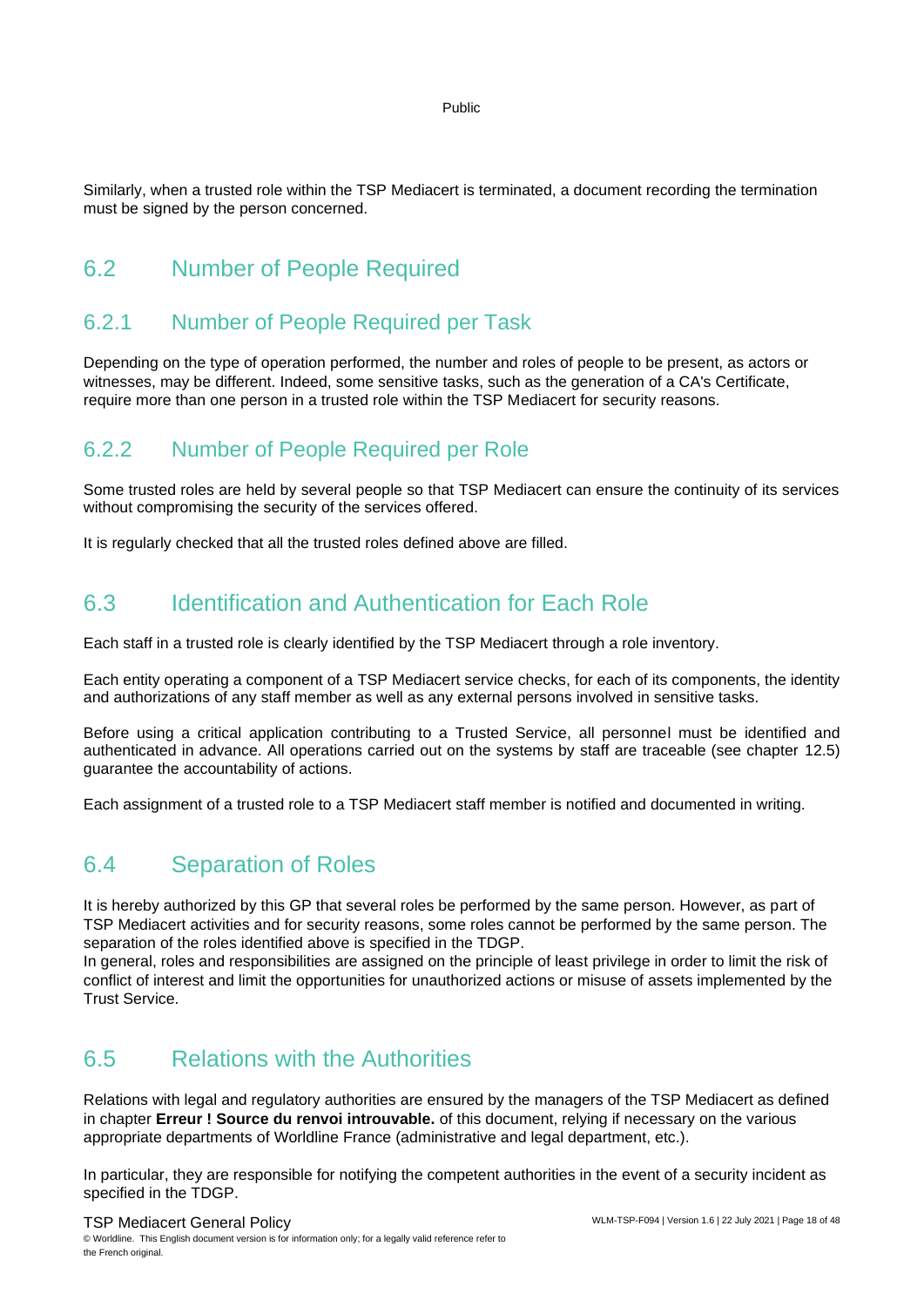Similarly, when a trusted role within the TSP Mediacert is terminated, a document recording the termination must be signed by the person concerned.

## 6.2 Number of People Required

### 6.2.1 Number of People Required per Task

Depending on the type of operation performed, the number and roles of people to be present, as actors or witnesses, may be different. Indeed, some sensitive tasks, such as the generation of a CA's Certificate, require more than one person in a trusted role within the TSP Mediacert for security reasons.

### 6.2.2 Number of People Required per Role

Some trusted roles are held by several people so that TSP Mediacert can ensure the continuity of its services without compromising the security of the services offered.

It is regularly checked that all the trusted roles defined above are filled.

## 6.3 Identification and Authentication for Each Role

Each staff in a trusted role is clearly identified by the TSP Mediacert through a role inventory.

Each entity operating a component of a TSP Mediacert service checks, for each of its components, the identity and authorizations of any staff member as well as any external persons involved in sensitive tasks.

Before using a critical application contributing to a Trusted Service, all personnel must be identified and authenticated in advance. All operations carried out on the systems by staff are traceable (see chapter 12.5) guarantee the accountability of actions.

Each assignment of a trusted role to a TSP Mediacert staff member is notified and documented in writing.

## 6.4 Separation of Roles

It is hereby authorized by this GP that several roles be performed by the same person. However, as part of TSP Mediacert activities and for security reasons, some roles cannot be performed by the same person. The separation of the roles identified above is specified in the TDGP.

In general, roles and responsibilities are assigned on the principle of least privilege in order to limit the risk of conflict of interest and limit the opportunities for unauthorized actions or misuse of assets implemented by the Trust Service.

## 6.5 Relations with the Authorities

Relations with legal and regulatory authorities are ensured by the managers of the TSP Mediacert as defined in chapter **Erreur ! Source du renvoi introuvable.** of this document, relying if necessary on the various appropriate departments of Worldline France (administrative and legal department, etc.).

In particular, they are responsible for notifying the competent authorities in the event of a security incident as specified in the TDGP.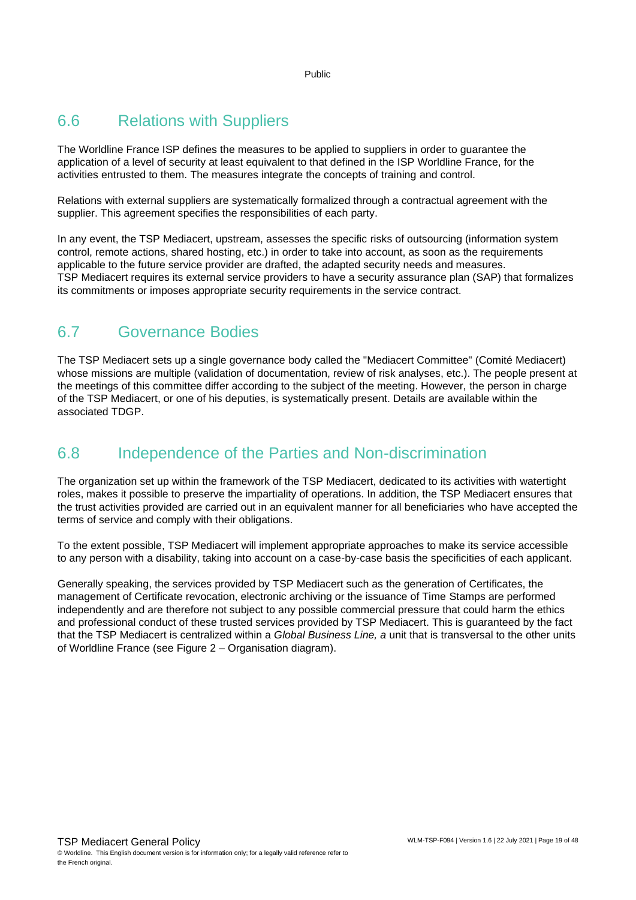## 6.6 Relations with Suppliers

The Worldline France ISP defines the measures to be applied to suppliers in order to guarantee the application of a level of security at least equivalent to that defined in the ISP Worldline France, for the activities entrusted to them. The measures integrate the concepts of training and control.

Relations with external suppliers are systematically formalized through a contractual agreement with the supplier. This agreement specifies the responsibilities of each party.

In any event, the TSP Mediacert, upstream, assesses the specific risks of outsourcing (information system control, remote actions, shared hosting, etc.) in order to take into account, as soon as the requirements applicable to the future service provider are drafted, the adapted security needs and measures.
TSP Mediacert requires its external service providers to have a security assurance plan (SAP) that formalizes its commitments or imposes appropriate security requirements in the service contract.

## 6.7 Governance Bodies

The TSP Mediacert sets up a single governance body called the "Mediacert Committee" (Comité Mediacert) whose missions are multiple (validation of documentation, review of risk analyses, etc.). The people present at the meetings of this committee differ according to the subject of the meeting. However, the person in charge of the TSP Mediacert, or one of his deputies, is systematically present. Details are available within the associated TDGP.

## 6.8 Independence of the Parties and Non-discrimination

The organization set up within the framework of the TSP Mediacert, dedicated to its activities with watertight roles, makes it possible to preserve the impartiality of operations. In addition, the TSP Mediacert ensures that the trust activities provided are carried out in an equivalent manner for all beneficiaries who have accepted the terms of service and comply with their obligations.

To the extent possible, TSP Mediacert will implement appropriate approaches to make its service accessible to any person with a disability, taking into account on a case-by-case basis the specificities of each applicant.

Generally speaking, the services provided by TSP Mediacert such as the generation of Certificates, the management of Certificate revocation, electronic archiving or the issuance of Time Stamps are performed independently and are therefore not subject to any possible commercial pressure that could harm the ethics and professional conduct of these trusted services provided by TSP Mediacert. This is guaranteed by the fact that the TSP Mediacert is centralized within a *Global Business Line, a* unit that is transversal to the other units of Worldline France (see Figure 2 – Organisation diagram).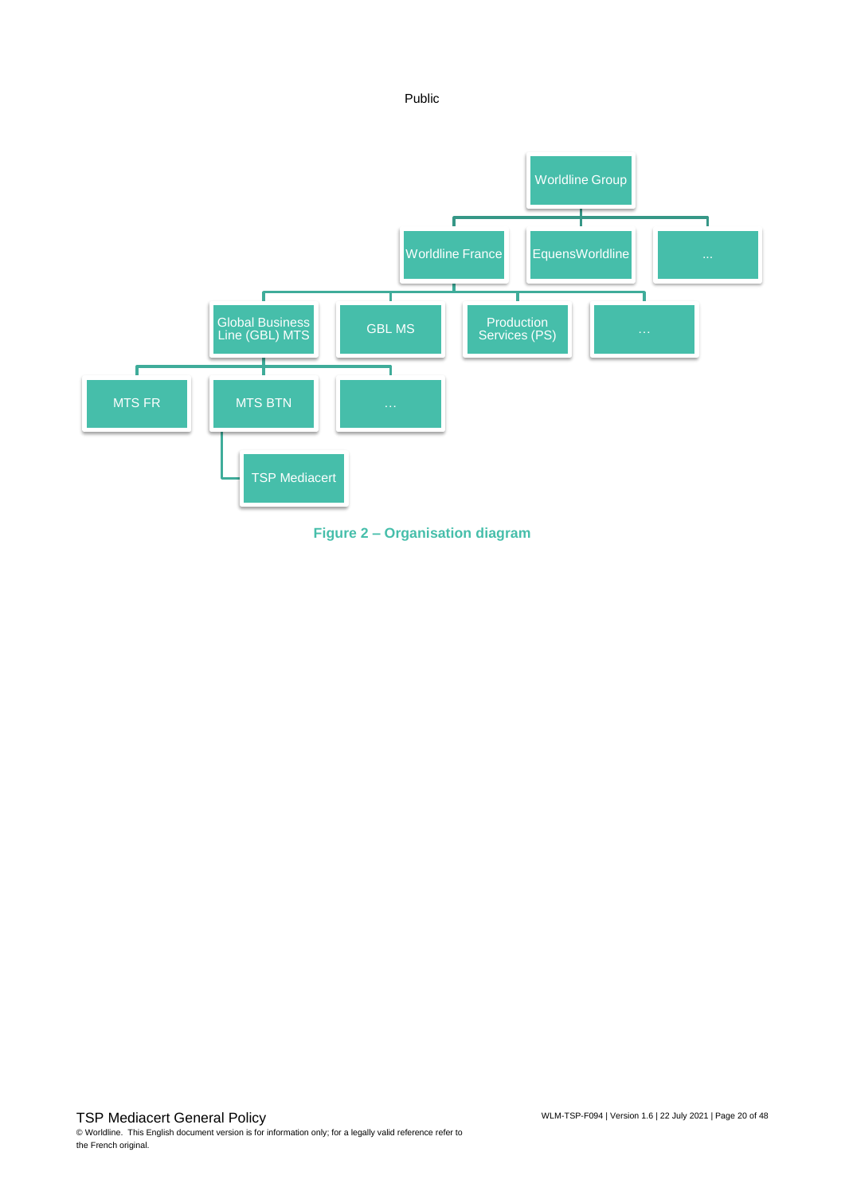- Worldline Group
  - Worldline France
    - Global Business Line (GBL) MTS
      - MTS FR
      - MTS BTN
        - TSP Mediacert
      - …
    - GBL MS
    - Production Services (PS)
    - …
  - EquensWorldline
  - ...

**Figure 2 – Organisation diagram**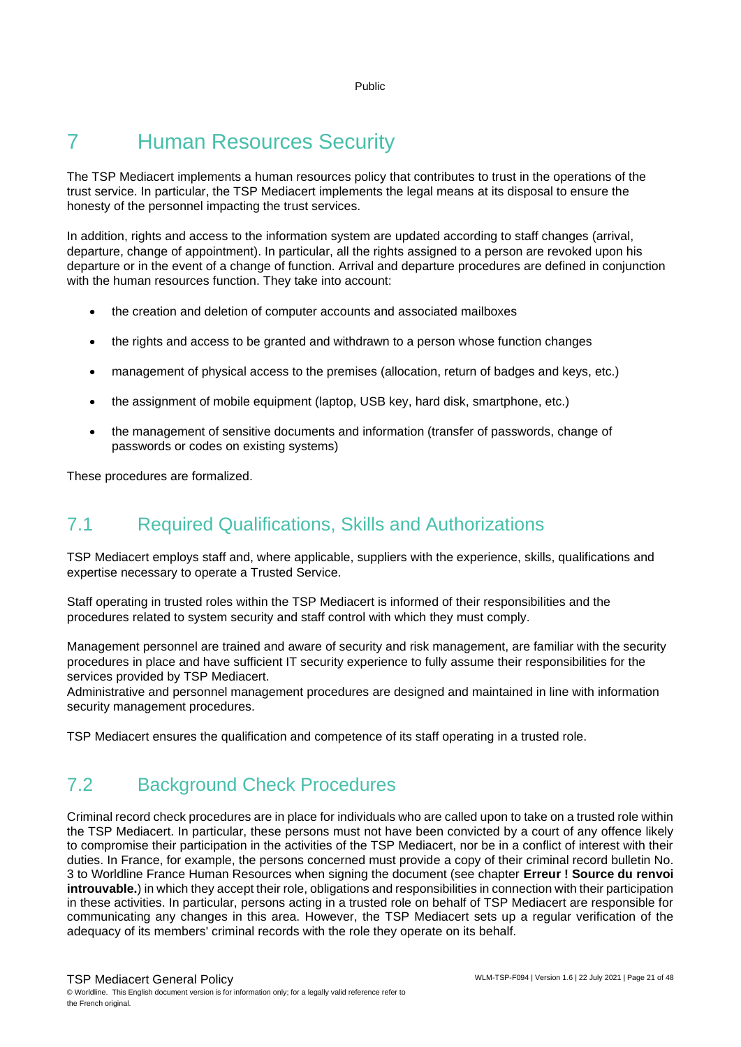# 7 Human Resources Security

The TSP Mediacert implements a human resources policy that contributes to trust in the operations of the trust service. In particular, the TSP Mediacert implements the legal means at its disposal to ensure the honesty of the personnel impacting the trust services.

In addition, rights and access to the information system are updated according to staff changes (arrival, departure, change of appointment). In particular, all the rights assigned to a person are revoked upon his departure or in the event of a change of function. Arrival and departure procedures are defined in conjunction with the human resources function. They take into account:

- the creation and deletion of computer accounts and associated mailboxes
- the rights and access to be granted and withdrawn to a person whose function changes
- management of physical access to the premises (allocation, return of badges and keys, etc.)
- the assignment of mobile equipment (laptop, USB key, hard disk, smartphone, etc.)
- the management of sensitive documents and information (transfer of passwords, change of passwords or codes on existing systems)

These procedures are formalized.

## 7.1 Required Qualifications, Skills and Authorizations

TSP Mediacert employs staff and, where applicable, suppliers with the experience, skills, qualifications and expertise necessary to operate a Trusted Service.

Staff operating in trusted roles within the TSP Mediacert is informed of their responsibilities and the procedures related to system security and staff control with which they must comply.

Management personnel are trained and aware of security and risk management, are familiar with the security procedures in place and have sufficient IT security experience to fully assume their responsibilities for the services provided by TSP Mediacert.
Administrative and personnel management procedures are designed and maintained in line with information security management procedures.

TSP Mediacert ensures the qualification and competence of its staff operating in a trusted role.

## 7.2 Background Check Procedures

Criminal record check procedures are in place for individuals who are called upon to take on a trusted role within the TSP Mediacert. In particular, these persons must not have been convicted by a court of any offence likely to compromise their participation in the activities of the TSP Mediacert, nor be in a conflict of interest with their duties. In France, for example, the persons concerned must provide a copy of their criminal record bulletin No. 3 to Worldline France Human Resources when signing the document (see chapter **Erreur ! Source du renvoi introuvable.**) in which they accept their role, obligations and responsibilities in connection with their participation in these activities. In particular, persons acting in a trusted role on behalf of TSP Mediacert are responsible for communicating any changes in this area. However, the TSP Mediacert sets up a regular verification of the adequacy of its members' criminal records with the role they operate on its behalf.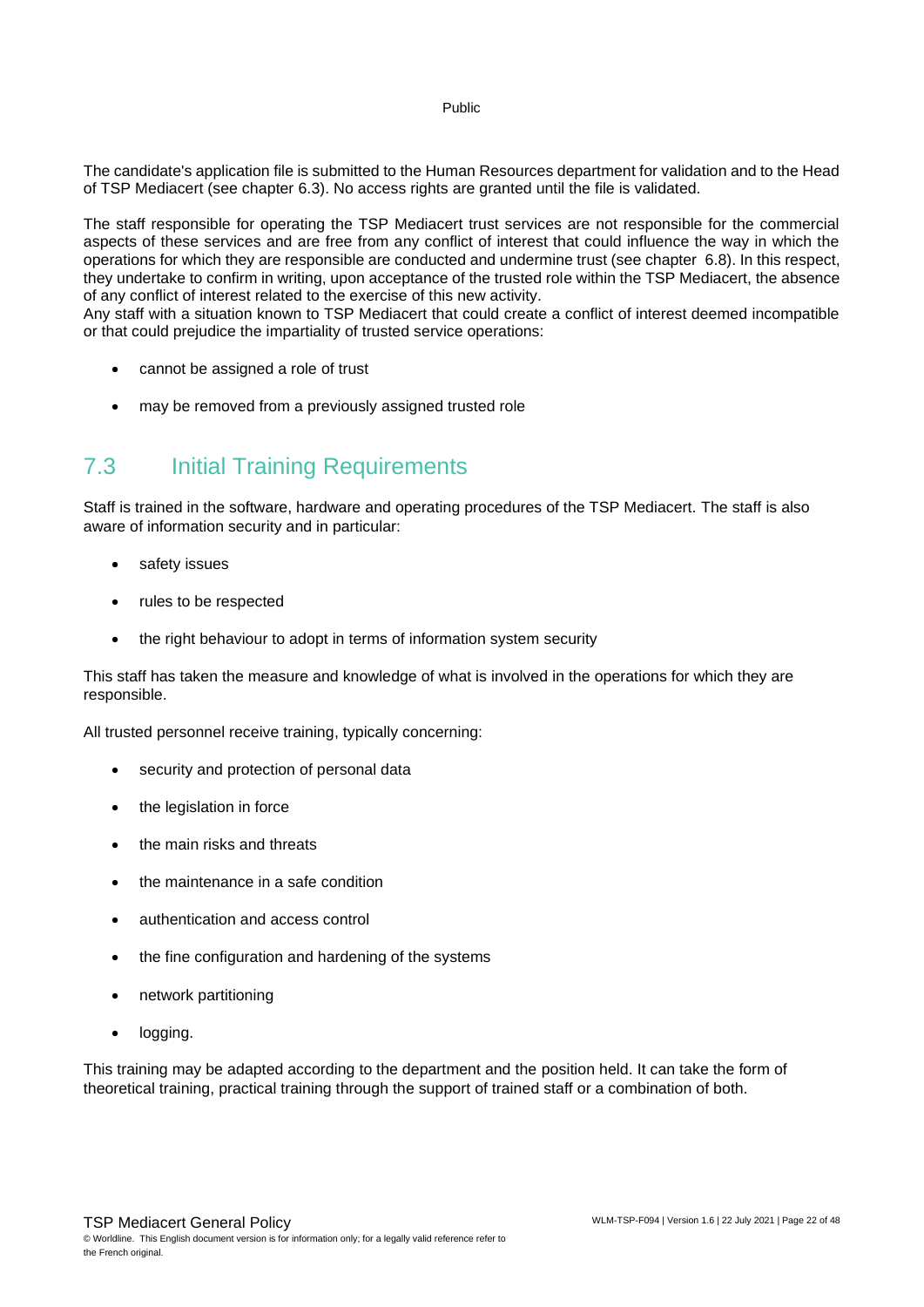The candidate's application file is submitted to the Human Resources department for validation and to the Head of TSP Mediacert (see chapter 6.3). No access rights are granted until the file is validated.

The staff responsible for operating the TSP Mediacert trust services are not responsible for the commercial aspects of these services and are free from any conflict of interest that could influence the way in which the operations for which they are responsible are conducted and undermine trust (see chapter 6.8). In this respect, they undertake to confirm in writing, upon acceptance of the trusted role within the TSP Mediacert, the absence of any conflict of interest related to the exercise of this new activity.
Any staff with a situation known to TSP Mediacert that could create a conflict of interest deemed incompatible or that could prejudice the impartiality of trusted service operations:

- cannot be assigned a role of trust
- may be removed from a previously assigned trusted role

## 7.3 Initial Training Requirements

Staff is trained in the software, hardware and operating procedures of the TSP Mediacert. The staff is also aware of information security and in particular:

- safety issues
- rules to be respected
- the right behaviour to adopt in terms of information system security

This staff has taken the measure and knowledge of what is involved in the operations for which they are responsible.

All trusted personnel receive training, typically concerning:

- security and protection of personal data
- the legislation in force
- the main risks and threats
- the maintenance in a safe condition
- authentication and access control
- the fine configuration and hardening of the systems
- network partitioning
- logging.

This training may be adapted according to the department and the position held. It can take the form of theoretical training, practical training through the support of trained staff or a combination of both.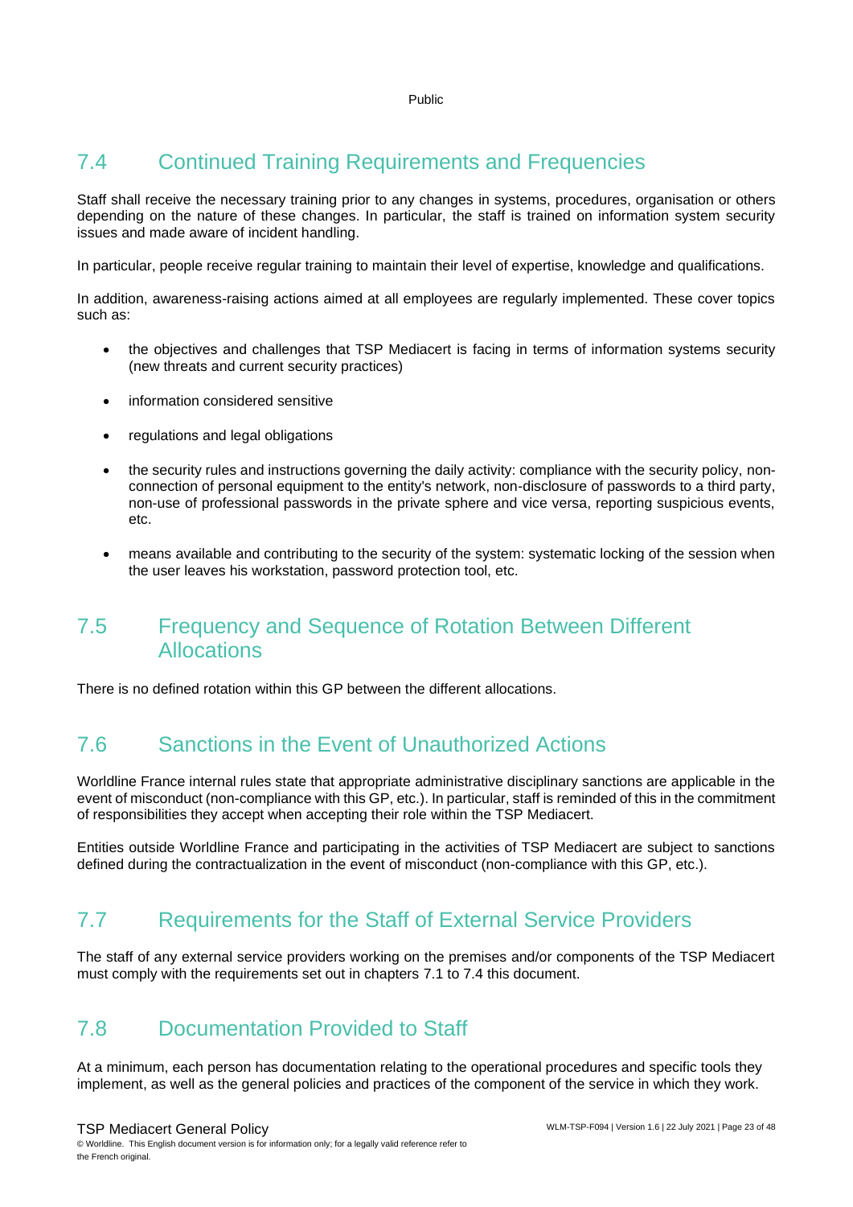## 7.4 Continued Training Requirements and Frequencies

Staff shall receive the necessary training prior to any changes in systems, procedures, organisation or others depending on the nature of these changes. In particular, the staff is trained on information system security issues and made aware of incident handling.

In particular, people receive regular training to maintain their level of expertise, knowledge and qualifications.

In addition, awareness-raising actions aimed at all employees are regularly implemented. These cover topics such as:

- the objectives and challenges that TSP Mediacert is facing in terms of information systems security (new threats and current security practices)
- information considered sensitive
- regulations and legal obligations
- the security rules and instructions governing the daily activity: compliance with the security policy, non-connection of personal equipment to the entity's network, non-disclosure of passwords to a third party, non-use of professional passwords in the private sphere and vice versa, reporting suspicious events, etc.
- means available and contributing to the security of the system: systematic locking of the session when the user leaves his workstation, password protection tool, etc.

## 7.5 Frequency and Sequence of Rotation Between Different Allocations

There is no defined rotation within this GP between the different allocations.

## 7.6 Sanctions in the Event of Unauthorized Actions

Worldline France internal rules state that appropriate administrative disciplinary sanctions are applicable in the event of misconduct (non-compliance with this GP, etc.). In particular, staff is reminded of this in the commitment of responsibilities they accept when accepting their role within the TSP Mediacert.

Entities outside Worldline France and participating in the activities of TSP Mediacert are subject to sanctions defined during the contractualization in the event of misconduct (non-compliance with this GP, etc.).

## 7.7 Requirements for the Staff of External Service Providers

The staff of any external service providers working on the premises and/or components of the TSP Mediacert must comply with the requirements set out in chapters 7.1 to 7.4 this document.

## 7.8 Documentation Provided to Staff

At a minimum, each person has documentation relating to the operational procedures and specific tools they implement, as well as the general policies and practices of the component of the service in which they work.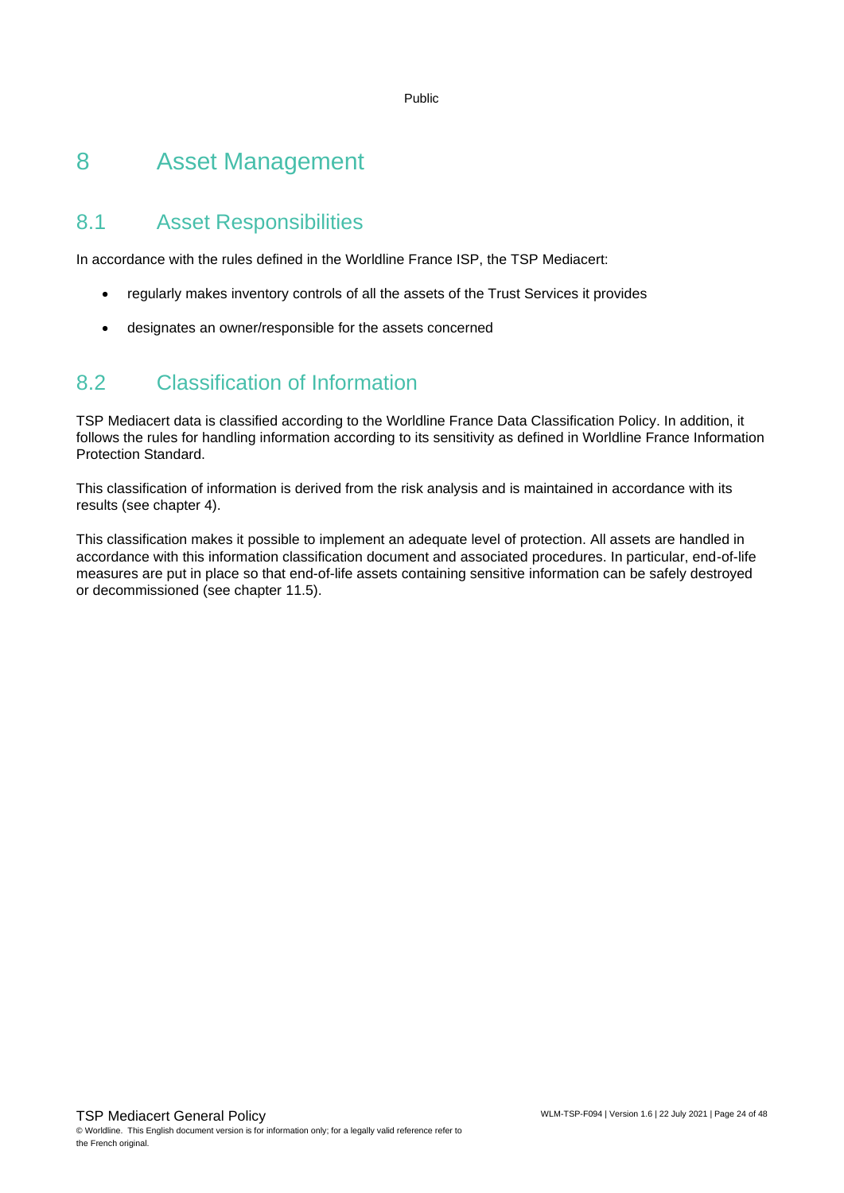# 8 Asset Management

## 8.1 Asset Responsibilities

In accordance with the rules defined in the Worldline France ISP, the TSP Mediacert:

- regularly makes inventory controls of all the assets of the Trust Services it provides
- designates an owner/responsible for the assets concerned

## 8.2 Classification of Information

TSP Mediacert data is classified according to the Worldline France Data Classification Policy. In addition, it follows the rules for handling information according to its sensitivity as defined in Worldline France Information Protection Standard.

This classification of information is derived from the risk analysis and is maintained in accordance with its results (see chapter 4).

This classification makes it possible to implement an adequate level of protection. All assets are handled in accordance with this information classification document and associated procedures. In particular, end-of-life measures are put in place so that end-of-life assets containing sensitive information can be safely destroyed or decommissioned (see chapter 11.5).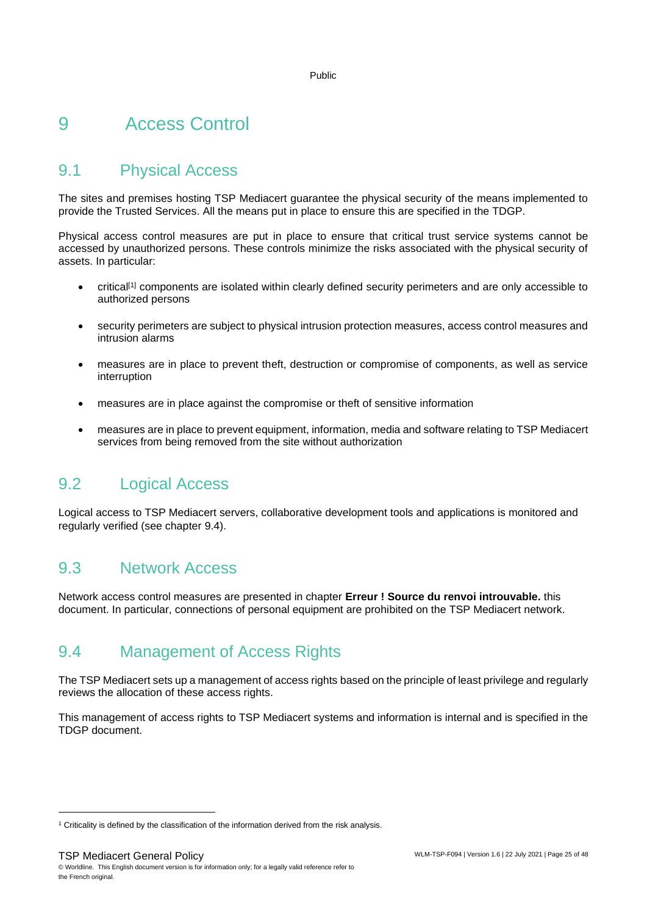# 9 Access Control

## 9.1 Physical Access

The sites and premises hosting TSP Mediacert guarantee the physical security of the means implemented to provide the Trusted Services. All the means put in place to ensure this are specified in the TDGP.

Physical access control measures are put in place to ensure that critical trust service systems cannot be accessed by unauthorized persons. These controls minimize the risks associated with the physical security of assets. In particular:

- critical[1] components are isolated within clearly defined security perimeters and are only accessible to authorized persons
- security perimeters are subject to physical intrusion protection measures, access control measures and intrusion alarms
- measures are in place to prevent theft, destruction or compromise of components, as well as service interruption
- measures are in place against the compromise or theft of sensitive information
- measures are in place to prevent equipment, information, media and software relating to TSP Mediacert services from being removed from the site without authorization

## 9.2 Logical Access

Logical access to TSP Mediacert servers, collaborative development tools and applications is monitored and regularly verified (see chapter 9.4).

## 9.3 Network Access

Network access control measures are presented in chapter **Erreur ! Source du renvoi introuvable.** this document. In particular, connections of personal equipment are prohibited on the TSP Mediacert network.

## 9.4 Management of Access Rights

The TSP Mediacert sets up a management of access rights based on the principle of least privilege and regularly reviews the allocation of these access rights.

This management of access rights to TSP Mediacert systems and information is internal and is specified in the TDGP document.

---

[1] Criticality is defined by the classification of the information derived from the risk analysis.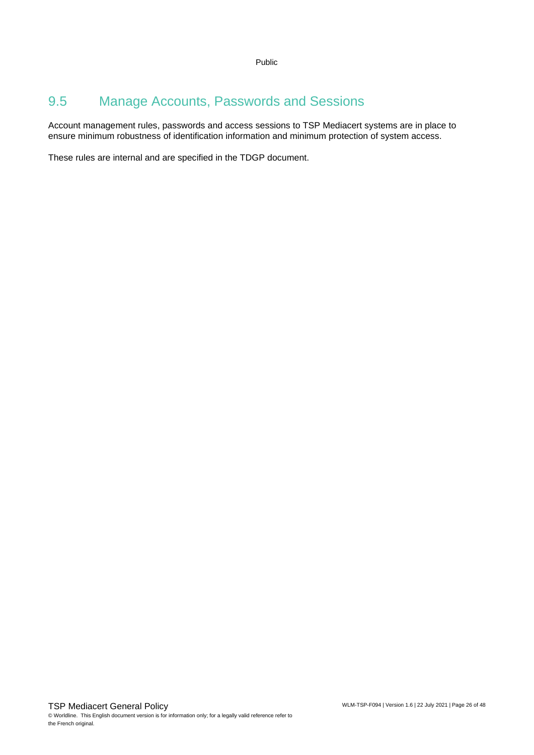## 9.5 Manage Accounts, Passwords and Sessions

Account management rules, passwords and access sessions to TSP Mediacert systems are in place to ensure minimum robustness of identification information and minimum protection of system access.

These rules are internal and are specified in the TDGP document.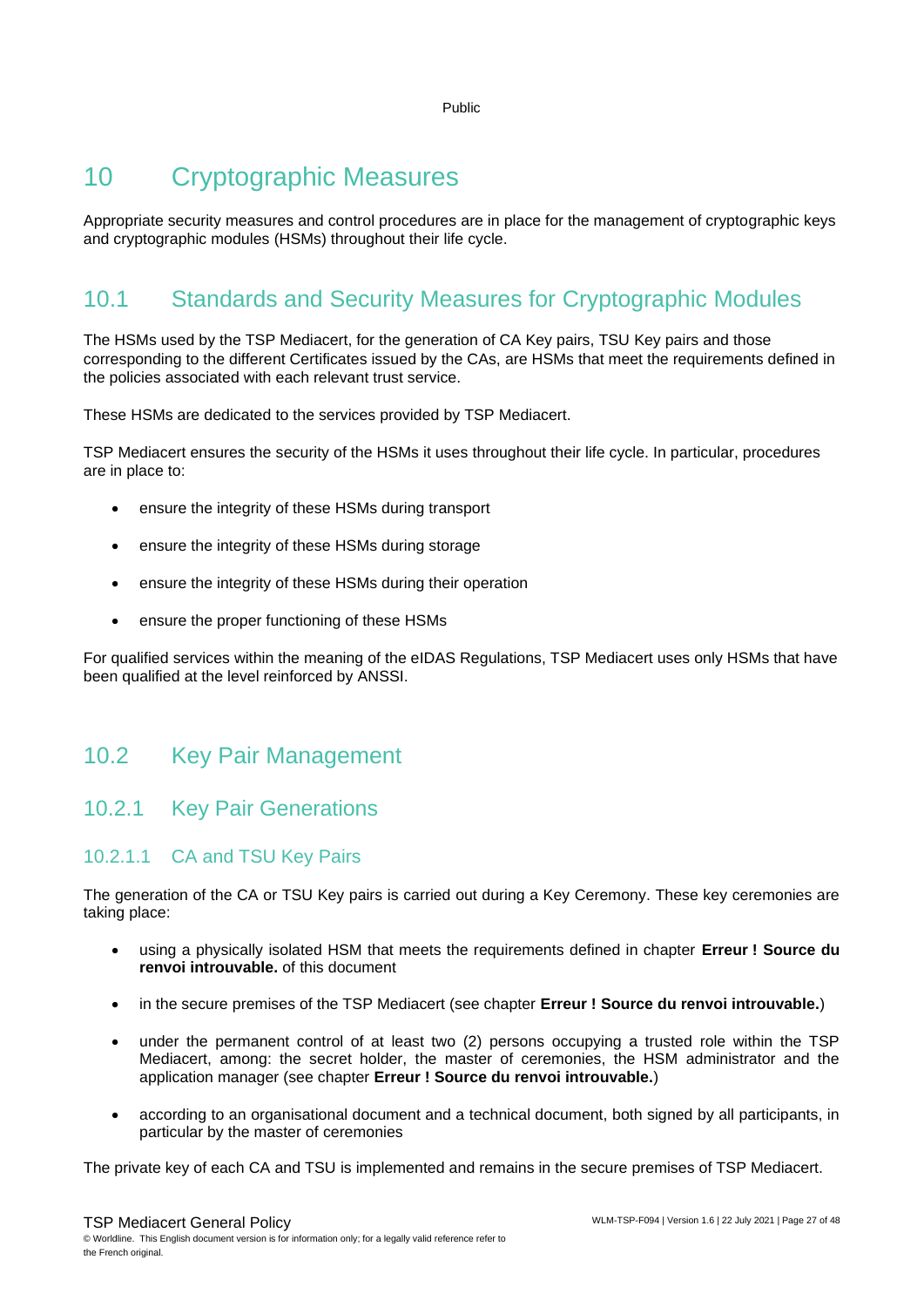# 10 Cryptographic Measures

Appropriate security measures and control procedures are in place for the management of cryptographic keys and cryptographic modules (HSMs) throughout their life cycle.

## 10.1 Standards and Security Measures for Cryptographic Modules

The HSMs used by the TSP Mediacert, for the generation of CA Key pairs, TSU Key pairs and those corresponding to the different Certificates issued by the CAs, are HSMs that meet the requirements defined in the policies associated with each relevant trust service.

These HSMs are dedicated to the services provided by TSP Mediacert.

TSP Mediacert ensures the security of the HSMs it uses throughout their life cycle. In particular, procedures are in place to:

- ensure the integrity of these HSMs during transport
- ensure the integrity of these HSMs during storage
- ensure the integrity of these HSMs during their operation
- ensure the proper functioning of these HSMs

For qualified services within the meaning of the eIDAS Regulations, TSP Mediacert uses only HSMs that have been qualified at the level reinforced by ANSSI.

## 10.2 Key Pair Management

### 10.2.1 Key Pair Generations

#### 10.2.1.1 CA and TSU Key Pairs

The generation of the CA or TSU Key pairs is carried out during a Key Ceremony. These key ceremonies are taking place:

- using a physically isolated HSM that meets the requirements defined in chapter **Erreur ! Source du renvoi introuvable.** of this document
- in the secure premises of the TSP Mediacert (see chapter **Erreur ! Source du renvoi introuvable.**)
- under the permanent control of at least two (2) persons occupying a trusted role within the TSP Mediacert, among: the secret holder, the master of ceremonies, the HSM administrator and the application manager (see chapter **Erreur ! Source du renvoi introuvable.**)
- according to an organisational document and a technical document, both signed by all participants, in particular by the master of ceremonies

The private key of each CA and TSU is implemented and remains in the secure premises of TSP Mediacert.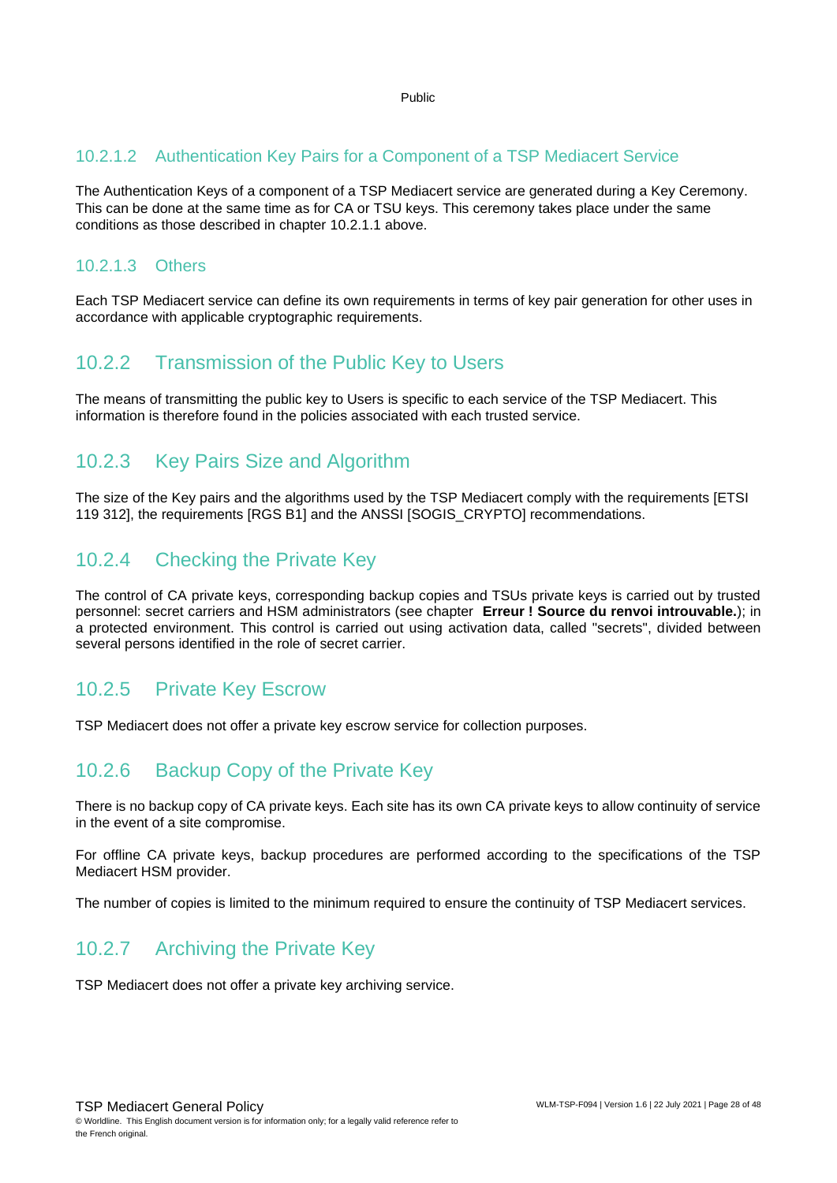#### 10.2.1.2 Authentication Key Pairs for a Component of a TSP Mediacert Service

The Authentication Keys of a component of a TSP Mediacert service are generated during a Key Ceremony. This can be done at the same time as for CA or TSU keys. This ceremony takes place under the same conditions as those described in chapter 10.2.1.1 above.

#### 10.2.1.3 Others

Each TSP Mediacert service can define its own requirements in terms of key pair generation for other uses in accordance with applicable cryptographic requirements.

### 10.2.2 Transmission of the Public Key to Users

The means of transmitting the public key to Users is specific to each service of the TSP Mediacert. This information is therefore found in the policies associated with each trusted service.

### 10.2.3 Key Pairs Size and Algorithm

The size of the Key pairs and the algorithms used by the TSP Mediacert comply with the requirements [ETSI 119 312], the requirements [RGS B1] and the ANSSI [SOGIS_CRYPTO] recommendations.

### 10.2.4 Checking the Private Key

The control of CA private keys, corresponding backup copies and TSUs private keys is carried out by trusted personnel: secret carriers and HSM administrators (see chapter **Erreur ! Source du renvoi introuvable.**); in a protected environment. This control is carried out using activation data, called "secrets", divided between several persons identified in the role of secret carrier.

### 10.2.5 Private Key Escrow

TSP Mediacert does not offer a private key escrow service for collection purposes.

### 10.2.6 Backup Copy of the Private Key

There is no backup copy of CA private keys. Each site has its own CA private keys to allow continuity of service in the event of a site compromise.

For offline CA private keys, backup procedures are performed according to the specifications of the TSP Mediacert HSM provider.

The number of copies is limited to the minimum required to ensure the continuity of TSP Mediacert services.

### 10.2.7 Archiving the Private Key

TSP Mediacert does not offer a private key archiving service.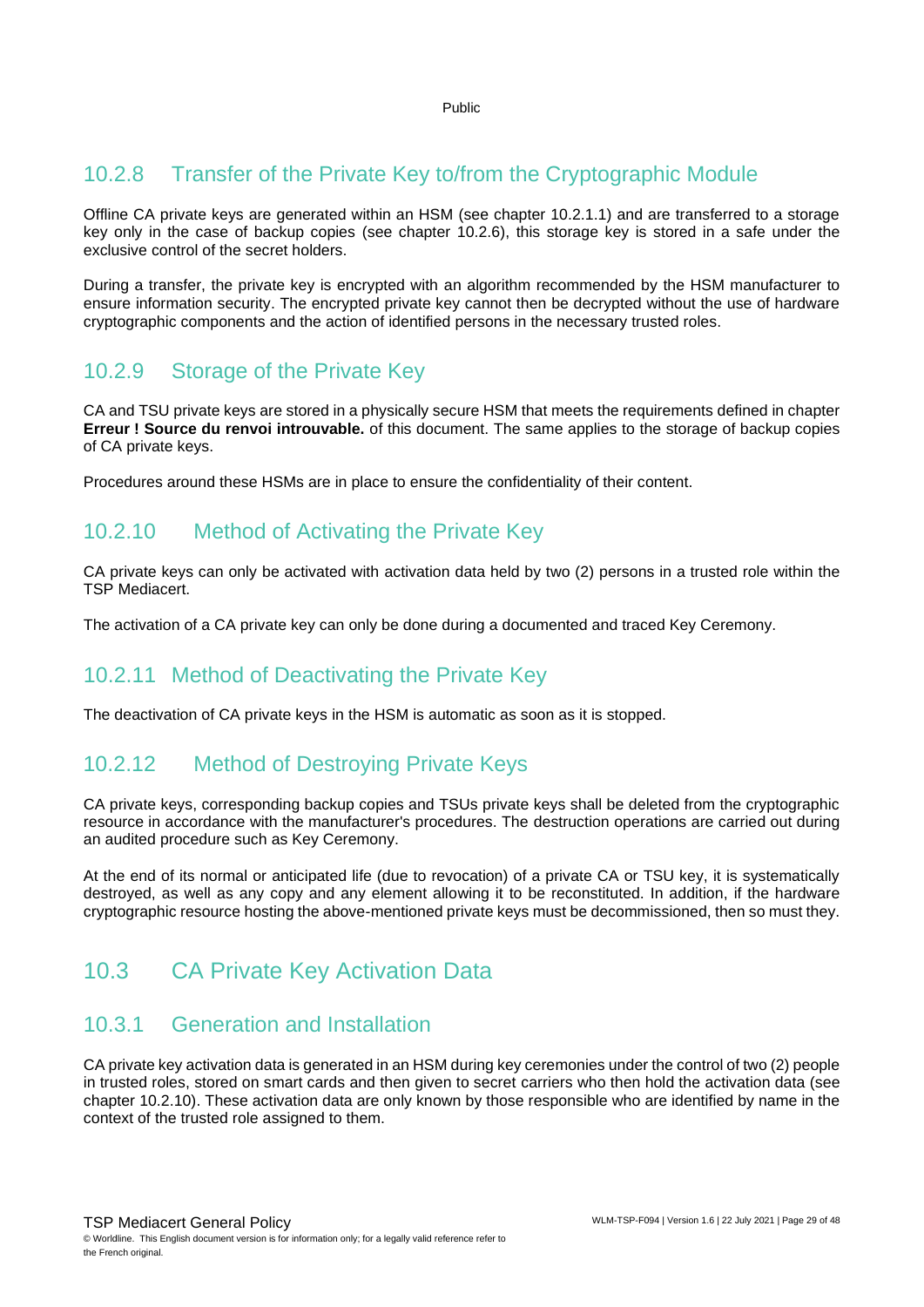### 10.2.8 Transfer of the Private Key to/from the Cryptographic Module

Offline CA private keys are generated within an HSM (see chapter 10.2.1.1) and are transferred to a storage key only in the case of backup copies (see chapter 10.2.6), this storage key is stored in a safe under the exclusive control of the secret holders.

During a transfer, the private key is encrypted with an algorithm recommended by the HSM manufacturer to ensure information security. The encrypted private key cannot then be decrypted without the use of hardware cryptographic components and the action of identified persons in the necessary trusted roles.

### 10.2.9 Storage of the Private Key

CA and TSU private keys are stored in a physically secure HSM that meets the requirements defined in chapter **Erreur ! Source du renvoi introuvable.** of this document. The same applies to the storage of backup copies of CA private keys.

Procedures around these HSMs are in place to ensure the confidentiality of their content.

### 10.2.10 Method of Activating the Private Key

CA private keys can only be activated with activation data held by two (2) persons in a trusted role within the TSP Mediacert.

The activation of a CA private key can only be done during a documented and traced Key Ceremony.

### 10.2.11 Method of Deactivating the Private Key

The deactivation of CA private keys in the HSM is automatic as soon as it is stopped.

### 10.2.12 Method of Destroying Private Keys

CA private keys, corresponding backup copies and TSUs private keys shall be deleted from the cryptographic resource in accordance with the manufacturer's procedures. The destruction operations are carried out during an audited procedure such as Key Ceremony.

At the end of its normal or anticipated life (due to revocation) of a private CA or TSU key, it is systematically destroyed, as well as any copy and any element allowing it to be reconstituted. In addition, if the hardware cryptographic resource hosting the above-mentioned private keys must be decommissioned, then so must they.

## 10.3 CA Private Key Activation Data

### 10.3.1 Generation and Installation

CA private key activation data is generated in an HSM during key ceremonies under the control of two (2) people in trusted roles, stored on smart cards and then given to secret carriers who then hold the activation data (see chapter 10.2.10). These activation data are only known by those responsible who are identified by name in the context of the trusted role assigned to them.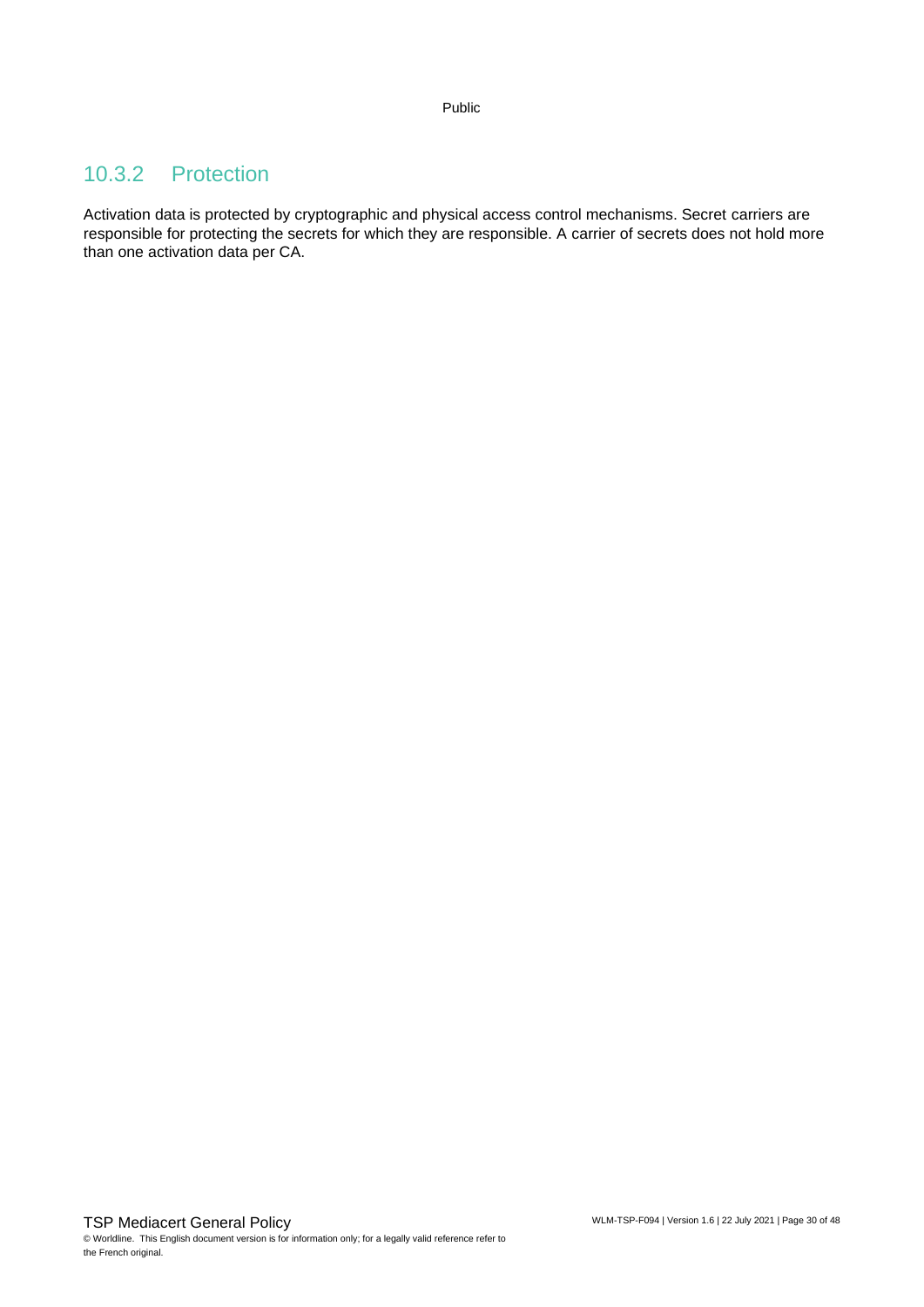### 10.3.2 Protection

Activation data is protected by cryptographic and physical access control mechanisms. Secret carriers are responsible for protecting the secrets for which they are responsible. A carrier of secrets does not hold more than one activation data per CA.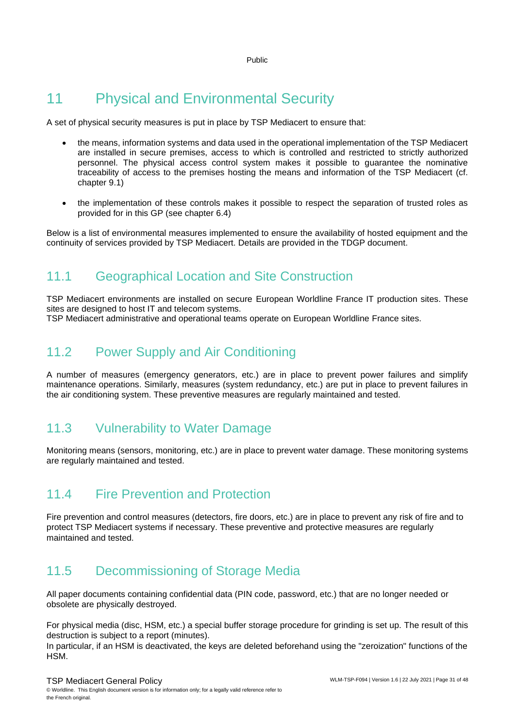# 11 Physical and Environmental Security

A set of physical security measures is put in place by TSP Mediacert to ensure that:

- the means, information systems and data used in the operational implementation of the TSP Mediacert are installed in secure premises, access to which is controlled and restricted to strictly authorized personnel. The physical access control system makes it possible to guarantee the nominative traceability of access to the premises hosting the means and information of the TSP Mediacert (cf. chapter 9.1)

- the implementation of these controls makes it possible to respect the separation of trusted roles as provided for in this GP (see chapter 6.4)

Below is a list of environmental measures implemented to ensure the availability of hosted equipment and the continuity of services provided by TSP Mediacert. Details are provided in the TDGP document.

## 11.1 Geographical Location and Site Construction

TSP Mediacert environments are installed on secure European Worldline France IT production sites. These sites are designed to host IT and telecom systems.
TSP Mediacert administrative and operational teams operate on European Worldline France sites.

## 11.2 Power Supply and Air Conditioning

A number of measures (emergency generators, etc.) are in place to prevent power failures and simplify maintenance operations. Similarly, measures (system redundancy, etc.) are put in place to prevent failures in the air conditioning system. These preventive measures are regularly maintained and tested.

## 11.3 Vulnerability to Water Damage

Monitoring means (sensors, monitoring, etc.) are in place to prevent water damage. These monitoring systems are regularly maintained and tested.

## 11.4 Fire Prevention and Protection

Fire prevention and control measures (detectors, fire doors, etc.) are in place to prevent any risk of fire and to protect TSP Mediacert systems if necessary. These preventive and protective measures are regularly maintained and tested.

## 11.5 Decommissioning of Storage Media

All paper documents containing confidential data (PIN code, password, etc.) that are no longer needed or obsolete are physically destroyed.

For physical media (disc, HSM, etc.) a special buffer storage procedure for grinding is set up. The result of this destruction is subject to a report (minutes).
In particular, if an HSM is deactivated, the keys are deleted beforehand using the "zeroization" functions of the HSM.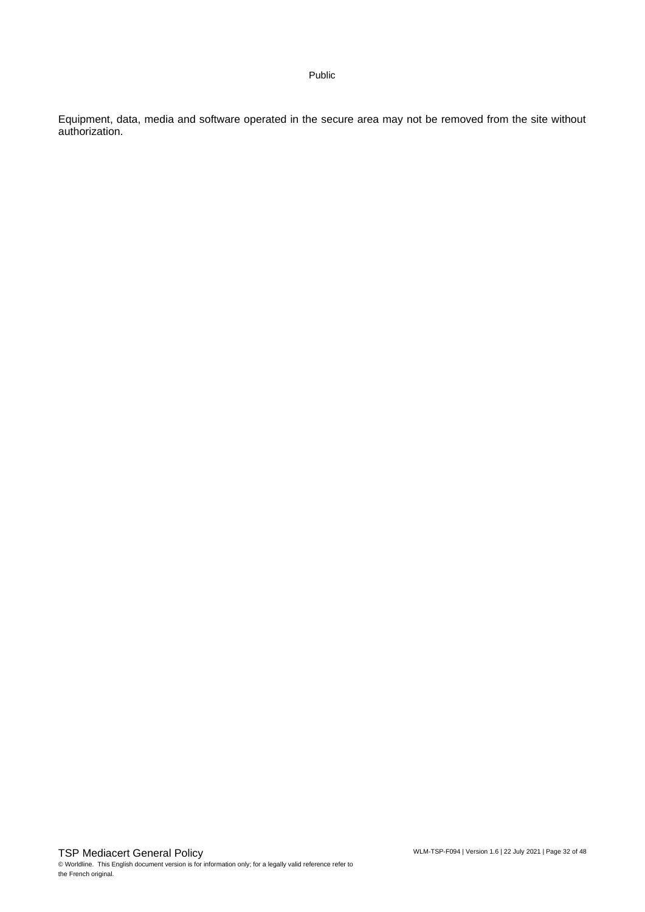Equipment, data, media and software operated in the secure area may not be removed from the site without authorization.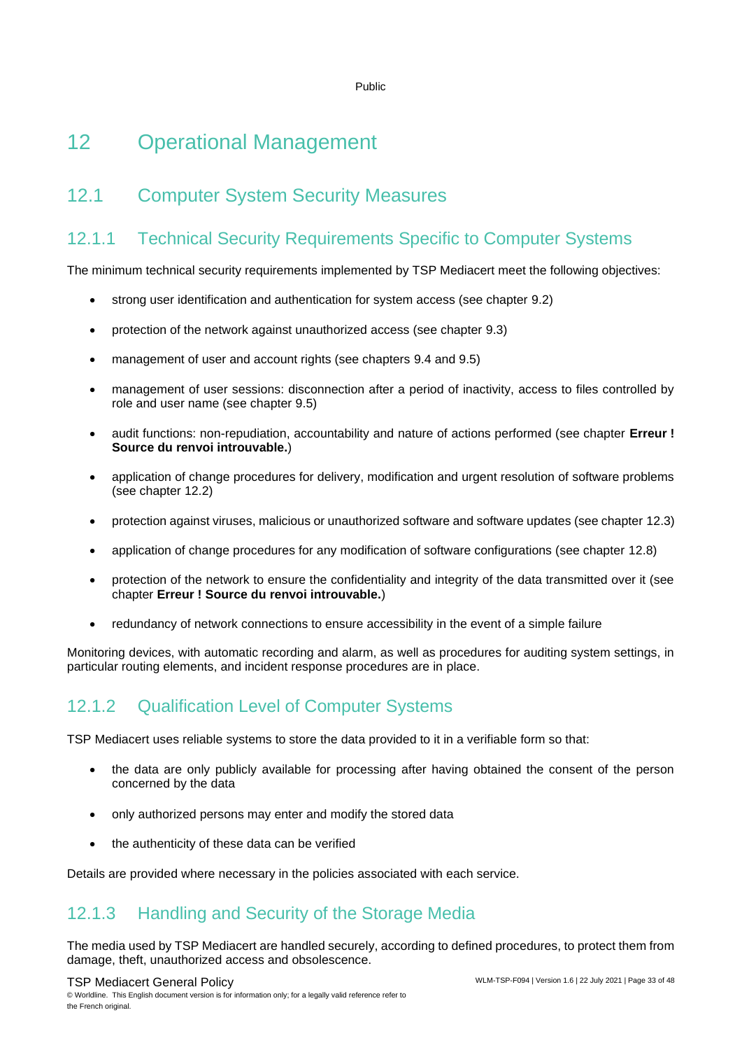# 12 Operational Management

## 12.1 Computer System Security Measures

### 12.1.1 Technical Security Requirements Specific to Computer Systems

The minimum technical security requirements implemented by TSP Mediacert meet the following objectives:

- strong user identification and authentication for system access (see chapter 9.2)
- protection of the network against unauthorized access (see chapter 9.3)
- management of user and account rights (see chapters 9.4 and 9.5)
- management of user sessions: disconnection after a period of inactivity, access to files controlled by role and user name (see chapter 9.5)
- audit functions: non-repudiation, accountability and nature of actions performed (see chapter **Erreur ! Source du renvoi introuvable.**)
- application of change procedures for delivery, modification and urgent resolution of software problems (see chapter 12.2)
- protection against viruses, malicious or unauthorized software and software updates (see chapter 12.3)
- application of change procedures for any modification of software configurations (see chapter 12.8)
- protection of the network to ensure the confidentiality and integrity of the data transmitted over it (see chapter **Erreur ! Source du renvoi introuvable.**)
- redundancy of network connections to ensure accessibility in the event of a simple failure

Monitoring devices, with automatic recording and alarm, as well as procedures for auditing system settings, in particular routing elements, and incident response procedures are in place.

### 12.1.2 Qualification Level of Computer Systems

TSP Mediacert uses reliable systems to store the data provided to it in a verifiable form so that:

- the data are only publicly available for processing after having obtained the consent of the person concerned by the data
- only authorized persons may enter and modify the stored data
- the authenticity of these data can be verified

Details are provided where necessary in the policies associated with each service.

### 12.1.3 Handling and Security of the Storage Media

The media used by TSP Mediacert are handled securely, according to defined procedures, to protect them from damage, theft, unauthorized access and obsolescence.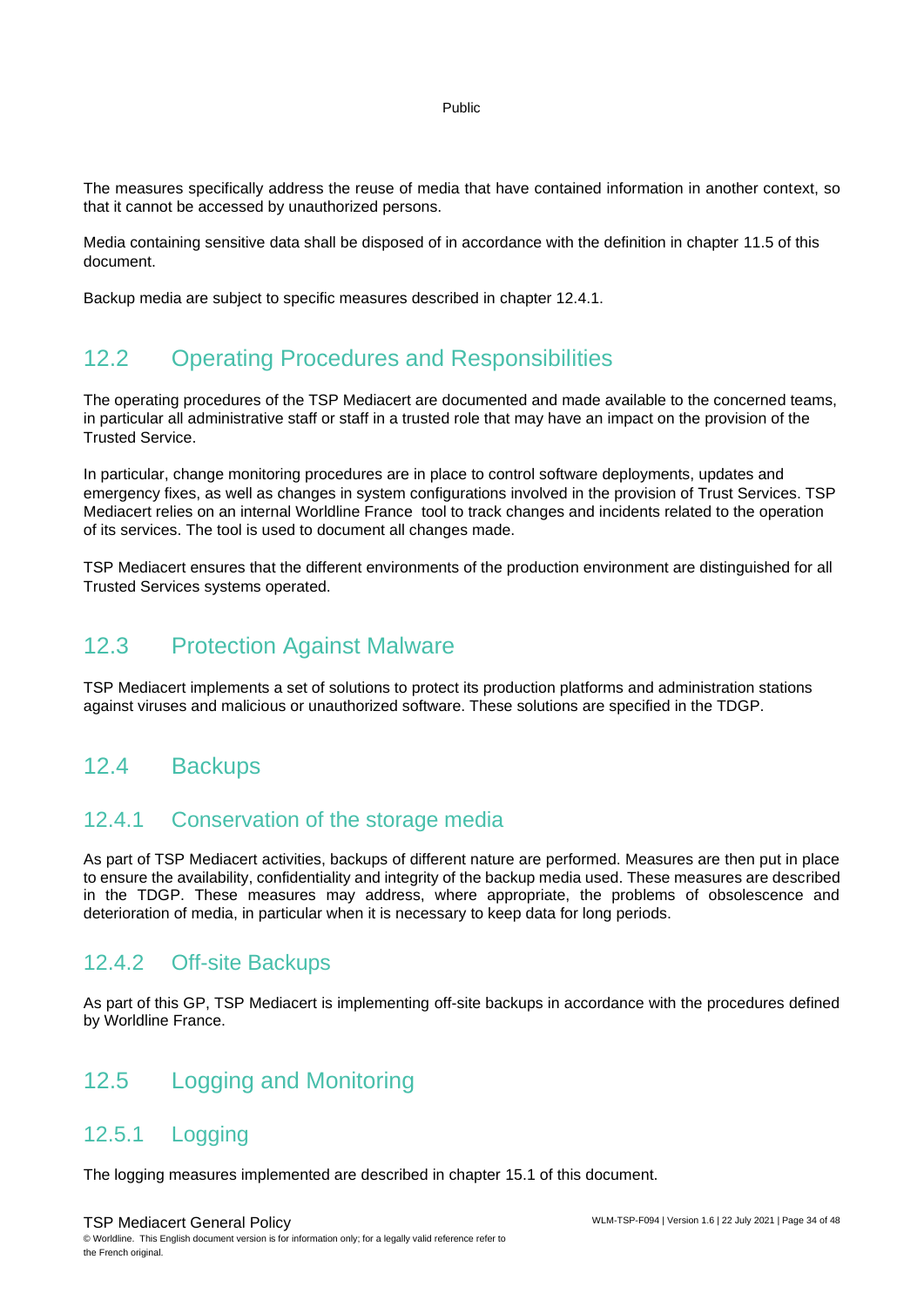The measures specifically address the reuse of media that have contained information in another context, so that it cannot be accessed by unauthorized persons.

Media containing sensitive data shall be disposed of in accordance with the definition in chapter 11.5 of this document.

Backup media are subject to specific measures described in chapter 12.4.1.

## 12.2 Operating Procedures and Responsibilities

The operating procedures of the TSP Mediacert are documented and made available to the concerned teams, in particular all administrative staff or staff in a trusted role that may have an impact on the provision of the Trusted Service.

In particular, change monitoring procedures are in place to control software deployments, updates and emergency fixes, as well as changes in system configurations involved in the provision of Trust Services. TSP Mediacert relies on an internal Worldline France tool to track changes and incidents related to the operation of its services. The tool is used to document all changes made.

TSP Mediacert ensures that the different environments of the production environment are distinguished for all Trusted Services systems operated.

## 12.3 Protection Against Malware

TSP Mediacert implements a set of solutions to protect its production platforms and administration stations against viruses and malicious or unauthorized software. These solutions are specified in the TDGP.

## 12.4 Backups

### 12.4.1 Conservation of the storage media

As part of TSP Mediacert activities, backups of different nature are performed. Measures are then put in place to ensure the availability, confidentiality and integrity of the backup media used. These measures are described in the TDGP. These measures may address, where appropriate, the problems of obsolescence and deterioration of media, in particular when it is necessary to keep data for long periods.

### 12.4.2 Off-site Backups

As part of this GP, TSP Mediacert is implementing off-site backups in accordance with the procedures defined by Worldline France.

## 12.5 Logging and Monitoring

### 12.5.1 Logging

The logging measures implemented are described in chapter 15.1 of this document.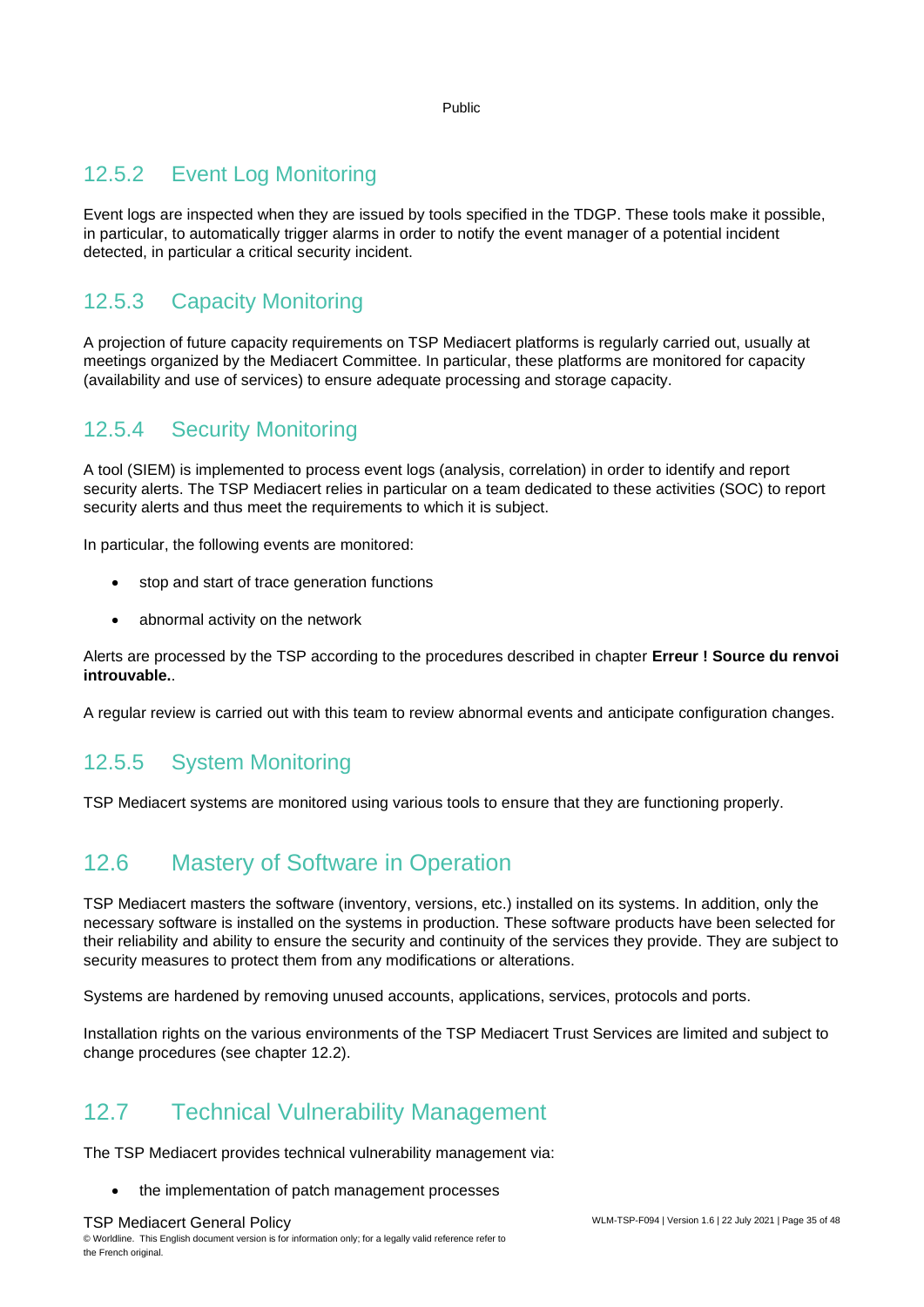### 12.5.2 Event Log Monitoring

Event logs are inspected when they are issued by tools specified in the TDGP. These tools make it possible, in particular, to automatically trigger alarms in order to notify the event manager of a potential incident detected, in particular a critical security incident.

### 12.5.3 Capacity Monitoring

A projection of future capacity requirements on TSP Mediacert platforms is regularly carried out, usually at meetings organized by the Mediacert Committee. In particular, these platforms are monitored for capacity (availability and use of services) to ensure adequate processing and storage capacity.

### 12.5.4 Security Monitoring

A tool (SIEM) is implemented to process event logs (analysis, correlation) in order to identify and report security alerts. The TSP Mediacert relies in particular on a team dedicated to these activities (SOC) to report security alerts and thus meet the requirements to which it is subject.

In particular, the following events are monitored:

- stop and start of trace generation functions
- abnormal activity on the network

Alerts are processed by the TSP according to the procedures described in chapter **Erreur ! Source du renvoi introuvable.**.

A regular review is carried out with this team to review abnormal events and anticipate configuration changes.

### 12.5.5 System Monitoring

TSP Mediacert systems are monitored using various tools to ensure that they are functioning properly.

## 12.6 Mastery of Software in Operation

TSP Mediacert masters the software (inventory, versions, etc.) installed on its systems. In addition, only the necessary software is installed on the systems in production. These software products have been selected for their reliability and ability to ensure the security and continuity of the services they provide. They are subject to security measures to protect them from any modifications or alterations.

Systems are hardened by removing unused accounts, applications, services, protocols and ports.

Installation rights on the various environments of the TSP Mediacert Trust Services are limited and subject to change procedures (see chapter 12.2).

## 12.7 Technical Vulnerability Management

The TSP Mediacert provides technical vulnerability management via:

- the implementation of patch management processes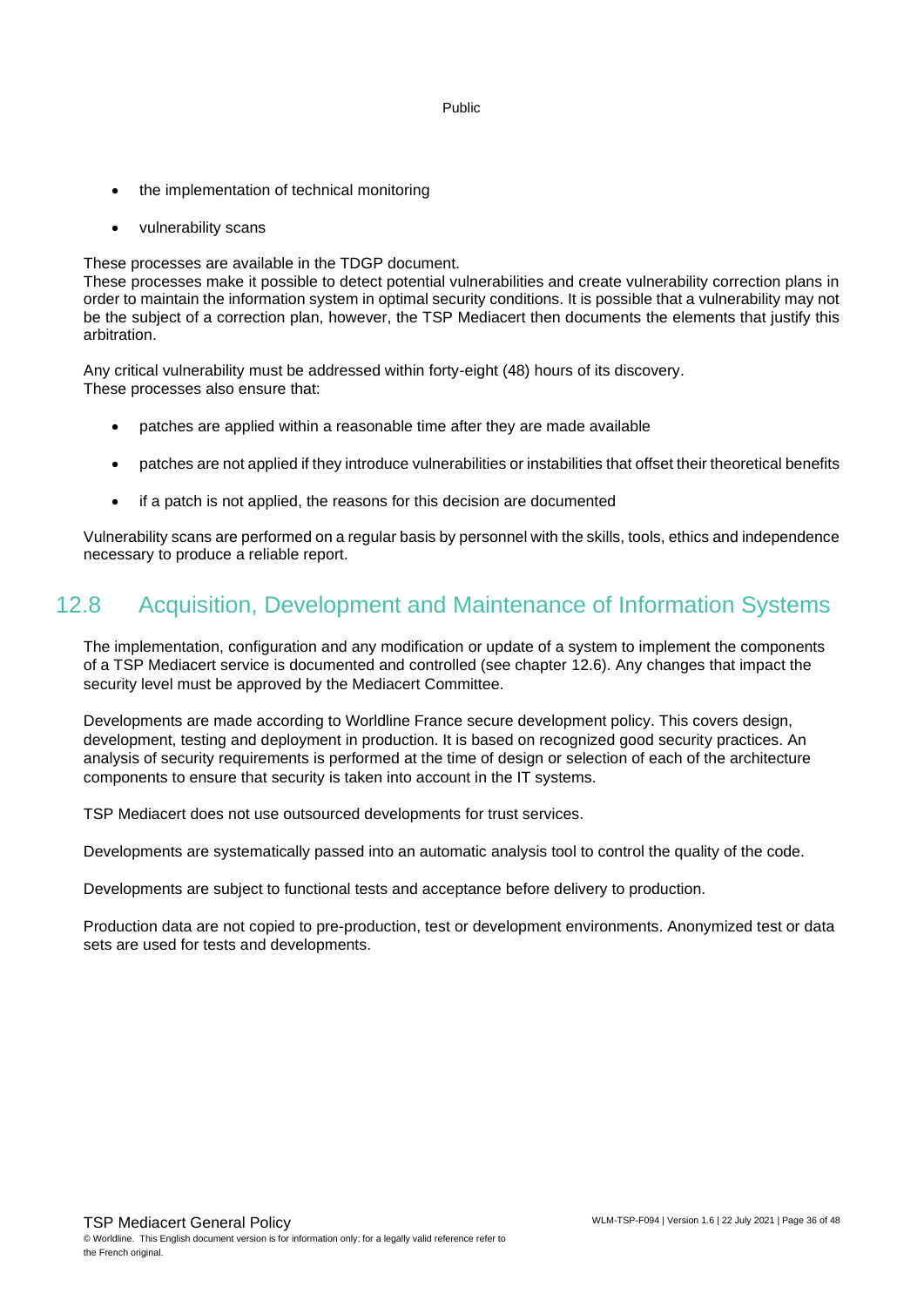- the implementation of technical monitoring
- vulnerability scans

These processes are available in the TDGP document.
These processes make it possible to detect potential vulnerabilities and create vulnerability correction plans in order to maintain the information system in optimal security conditions. It is possible that a vulnerability may not be the subject of a correction plan, however, the TSP Mediacert then documents the elements that justify this arbitration.

Any critical vulnerability must be addressed within forty-eight (48) hours of its discovery.
These processes also ensure that:

- patches are applied within a reasonable time after they are made available
- patches are not applied if they introduce vulnerabilities or instabilities that offset their theoretical benefits
- if a patch is not applied, the reasons for this decision are documented

Vulnerability scans are performed on a regular basis by personnel with the skills, tools, ethics and independence necessary to produce a reliable report.

## 12.8 Acquisition, Development and Maintenance of Information Systems

The implementation, configuration and any modification or update of a system to implement the components of a TSP Mediacert service is documented and controlled (see chapter 12.6). Any changes that impact the security level must be approved by the Mediacert Committee.

Developments are made according to Worldline France secure development policy. This covers design, development, testing and deployment in production. It is based on recognized good security practices. An analysis of security requirements is performed at the time of design or selection of each of the architecture components to ensure that security is taken into account in the IT systems.

TSP Mediacert does not use outsourced developments for trust services.

Developments are systematically passed into an automatic analysis tool to control the quality of the code.

Developments are subject to functional tests and acceptance before delivery to production.

Production data are not copied to pre-production, test or development environments. Anonymized test or data sets are used for tests and developments.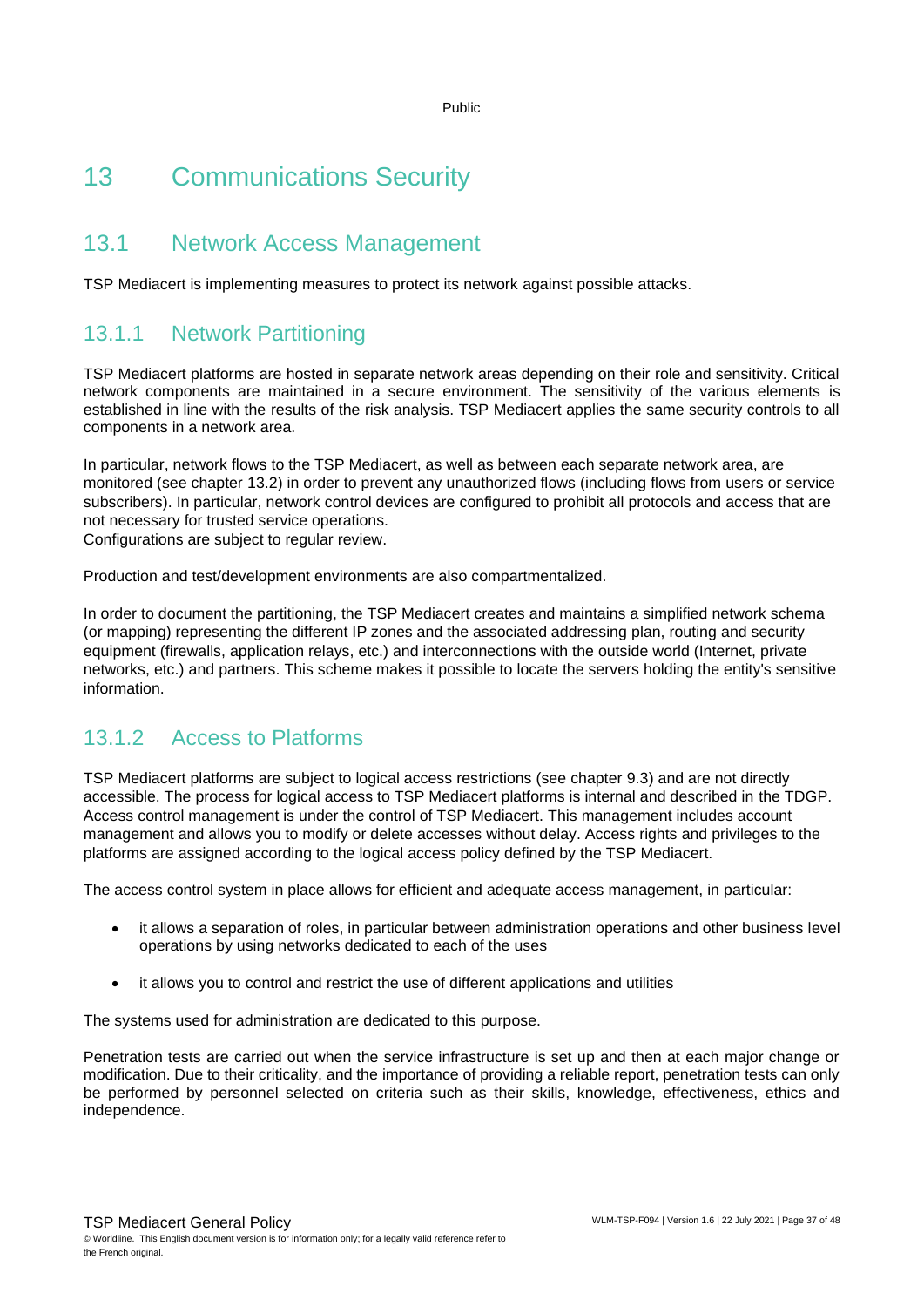# 13 Communications Security

## 13.1 Network Access Management

TSP Mediacert is implementing measures to protect its network against possible attacks.

### 13.1.1 Network Partitioning

TSP Mediacert platforms are hosted in separate network areas depending on their role and sensitivity. Critical network components are maintained in a secure environment. The sensitivity of the various elements is established in line with the results of the risk analysis. TSP Mediacert applies the same security controls to all components in a network area.

In particular, network flows to the TSP Mediacert, as well as between each separate network area, are monitored (see chapter 13.2) in order to prevent any unauthorized flows (including flows from users or service subscribers). In particular, network control devices are configured to prohibit all protocols and access that are not necessary for trusted service operations.
Configurations are subject to regular review.

Production and test/development environments are also compartmentalized.

In order to document the partitioning, the TSP Mediacert creates and maintains a simplified network schema (or mapping) representing the different IP zones and the associated addressing plan, routing and security equipment (firewalls, application relays, etc.) and interconnections with the outside world (Internet, private networks, etc.) and partners. This scheme makes it possible to locate the servers holding the entity's sensitive information.

### 13.1.2 Access to Platforms

TSP Mediacert platforms are subject to logical access restrictions (see chapter 9.3) and are not directly accessible. The process for logical access to TSP Mediacert platforms is internal and described in the TDGP. Access control management is under the control of TSP Mediacert. This management includes account management and allows you to modify or delete accesses without delay. Access rights and privileges to the platforms are assigned according to the logical access policy defined by the TSP Mediacert.

The access control system in place allows for efficient and adequate access management, in particular:

- it allows a separation of roles, in particular between administration operations and other business level operations by using networks dedicated to each of the uses
- it allows you to control and restrict the use of different applications and utilities

The systems used for administration are dedicated to this purpose.

Penetration tests are carried out when the service infrastructure is set up and then at each major change or modification. Due to their criticality, and the importance of providing a reliable report, penetration tests can only be performed by personnel selected on criteria such as their skills, knowledge, effectiveness, ethics and independence.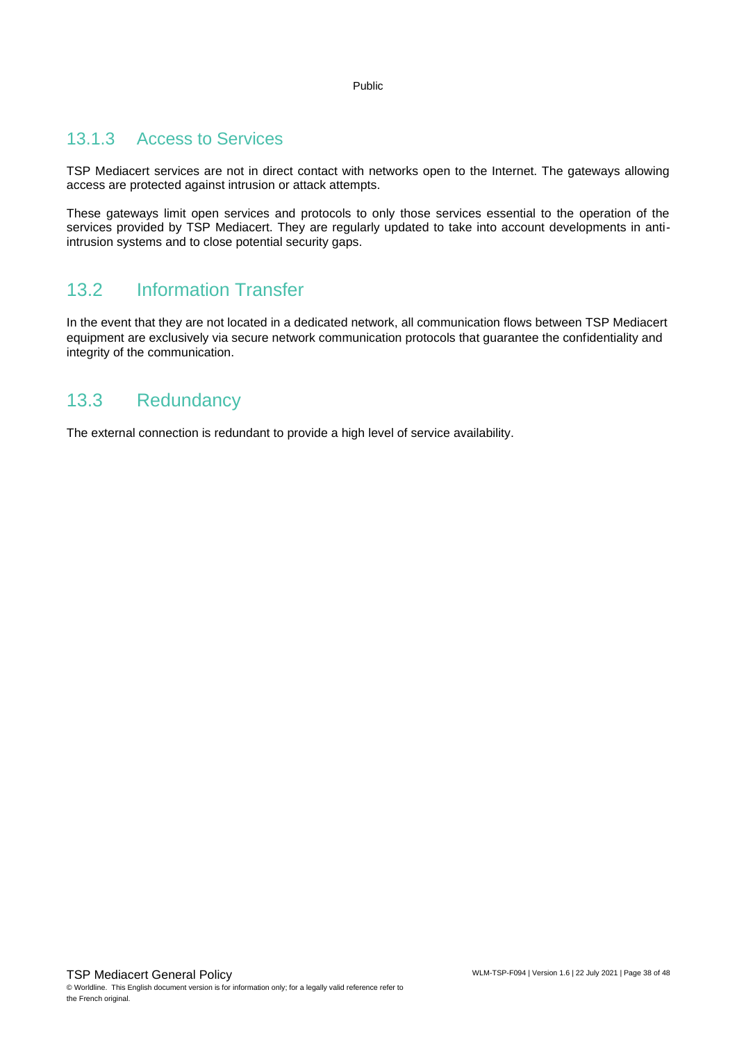### 13.1.3 Access to Services

TSP Mediacert services are not in direct contact with networks open to the Internet. The gateways allowing access are protected against intrusion or attack attempts.

These gateways limit open services and protocols to only those services essential to the operation of the services provided by TSP Mediacert. They are regularly updated to take into account developments in anti-intrusion systems and to close potential security gaps.

## 13.2 Information Transfer

In the event that they are not located in a dedicated network, all communication flows between TSP Mediacert equipment are exclusively via secure network communication protocols that guarantee the confidentiality and integrity of the communication.

## 13.3 Redundancy

The external connection is redundant to provide a high level of service availability.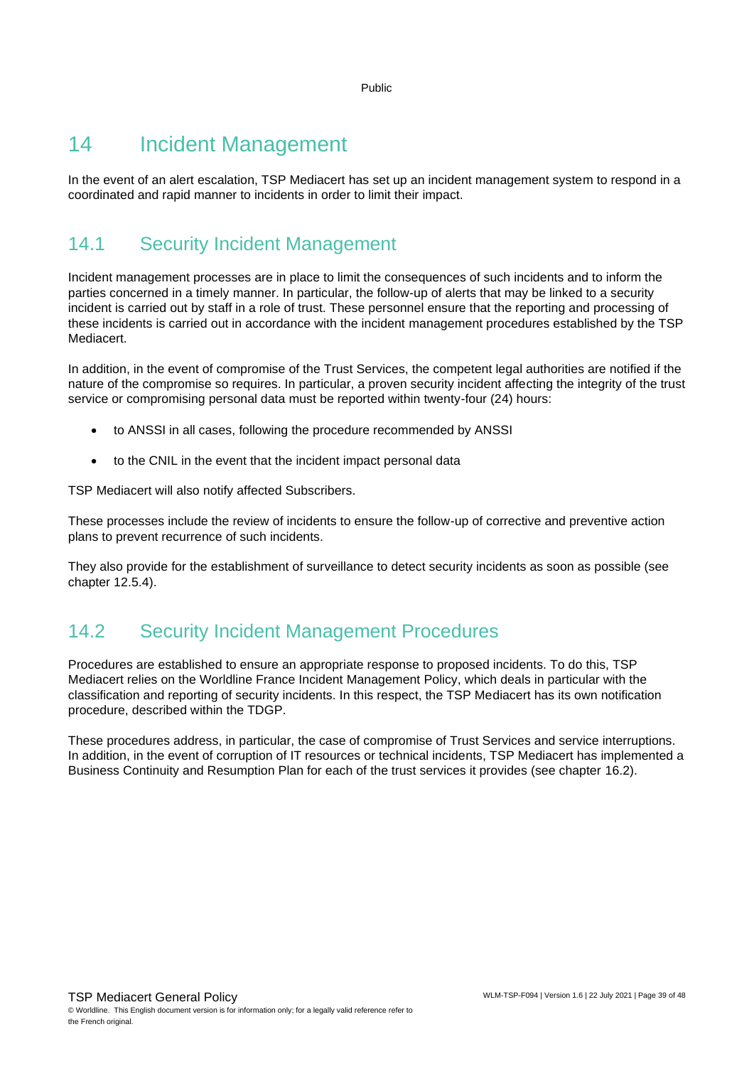# 14 Incident Management

In the event of an alert escalation, TSP Mediacert has set up an incident management system to respond in a coordinated and rapid manner to incidents in order to limit their impact.

## 14.1 Security Incident Management

Incident management processes are in place to limit the consequences of such incidents and to inform the parties concerned in a timely manner. In particular, the follow-up of alerts that may be linked to a security incident is carried out by staff in a role of trust. These personnel ensure that the reporting and processing of these incidents is carried out in accordance with the incident management procedures established by the TSP Mediacert.

In addition, in the event of compromise of the Trust Services, the competent legal authorities are notified if the nature of the compromise so requires. In particular, a proven security incident affecting the integrity of the trust service or compromising personal data must be reported within twenty-four (24) hours:

- to ANSSI in all cases, following the procedure recommended by ANSSI
- to the CNIL in the event that the incident impact personal data

TSP Mediacert will also notify affected Subscribers.

These processes include the review of incidents to ensure the follow-up of corrective and preventive action plans to prevent recurrence of such incidents.

They also provide for the establishment of surveillance to detect security incidents as soon as possible (see chapter 12.5.4).

## 14.2 Security Incident Management Procedures

Procedures are established to ensure an appropriate response to proposed incidents. To do this, TSP Mediacert relies on the Worldline France Incident Management Policy, which deals in particular with the classification and reporting of security incidents. In this respect, the TSP Mediacert has its own notification procedure, described within the TDGP.

These procedures address, in particular, the case of compromise of Trust Services and service interruptions. In addition, in the event of corruption of IT resources or technical incidents, TSP Mediacert has implemented a Business Continuity and Resumption Plan for each of the trust services it provides (see chapter 16.2).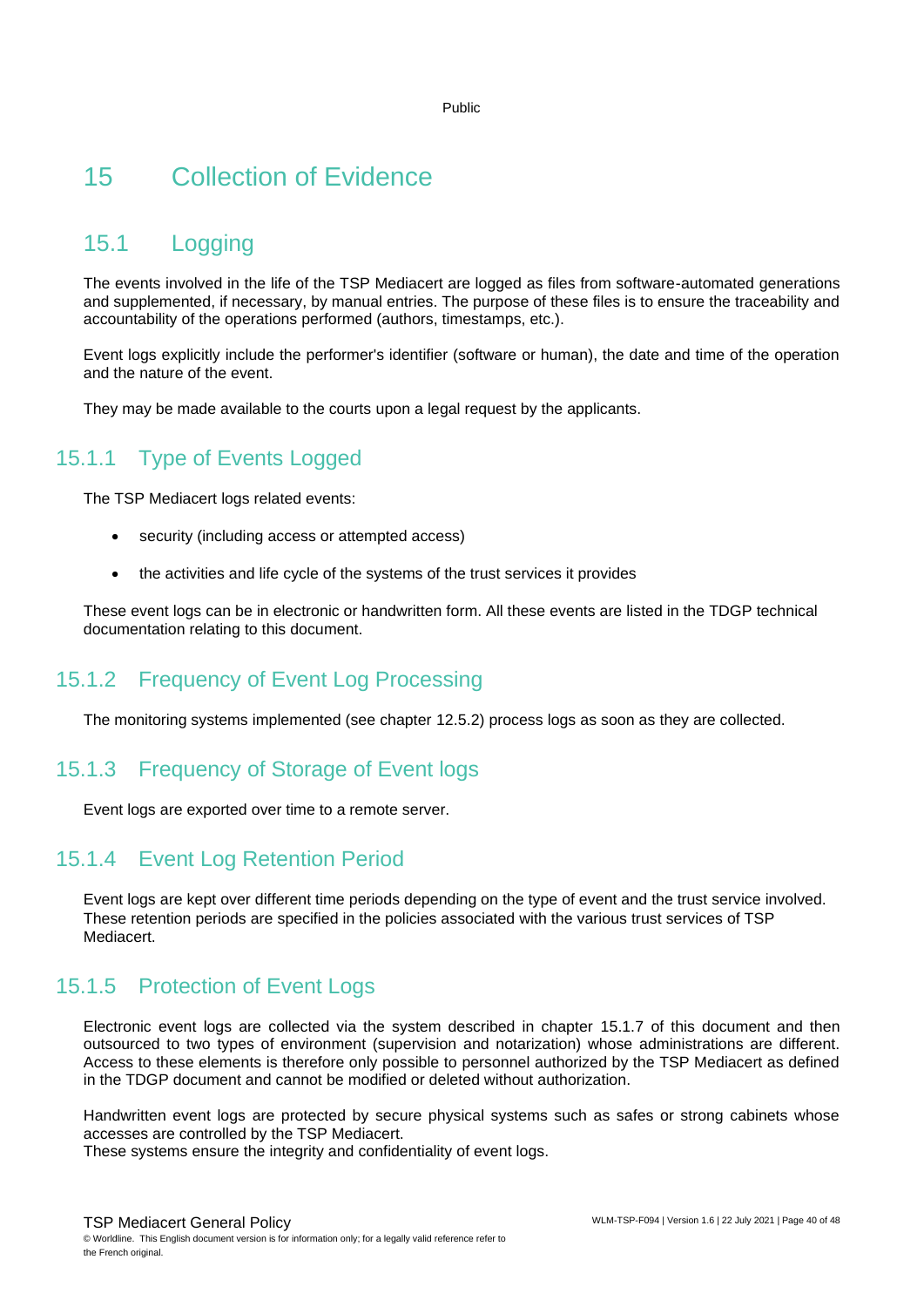# 15 Collection of Evidence

## 15.1 Logging

The events involved in the life of the TSP Mediacert are logged as files from software-automated generations and supplemented, if necessary, by manual entries. The purpose of these files is to ensure the traceability and accountability of the operations performed (authors, timestamps, etc.).

Event logs explicitly include the performer's identifier (software or human), the date and time of the operation and the nature of the event.

They may be made available to the courts upon a legal request by the applicants.

### 15.1.1 Type of Events Logged

The TSP Mediacert logs related events:

- security (including access or attempted access)
- the activities and life cycle of the systems of the trust services it provides

These event logs can be in electronic or handwritten form. All these events are listed in the TDGP technical documentation relating to this document.

### 15.1.2 Frequency of Event Log Processing

The monitoring systems implemented (see chapter 12.5.2) process logs as soon as they are collected.

### 15.1.3 Frequency of Storage of Event logs

Event logs are exported over time to a remote server.

### 15.1.4 Event Log Retention Period

Event logs are kept over different time periods depending on the type of event and the trust service involved. These retention periods are specified in the policies associated with the various trust services of TSP Mediacert.

### 15.1.5 Protection of Event Logs

Electronic event logs are collected via the system described in chapter 15.1.7 of this document and then outsourced to two types of environment (supervision and notarization) whose administrations are different. Access to these elements is therefore only possible to personnel authorized by the TSP Mediacert as defined in the TDGP document and cannot be modified or deleted without authorization.

Handwritten event logs are protected by secure physical systems such as safes or strong cabinets whose accesses are controlled by the TSP Mediacert.
These systems ensure the integrity and confidentiality of event logs.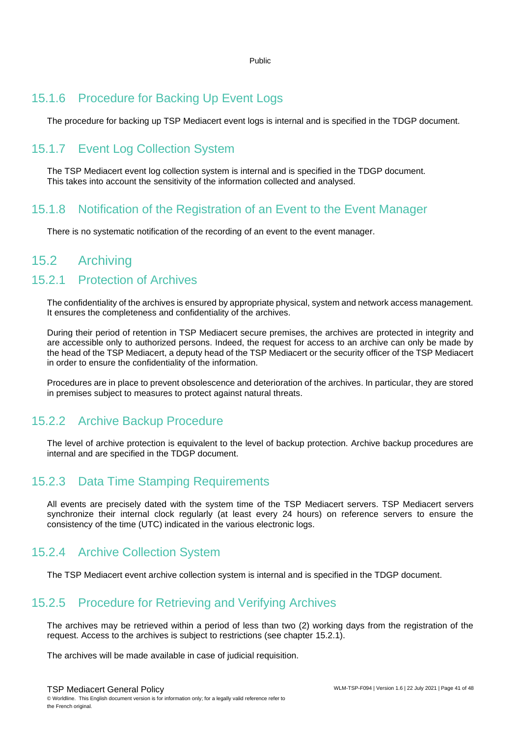### 15.1.6 Procedure for Backing Up Event Logs

The procedure for backing up TSP Mediacert event logs is internal and is specified in the TDGP document.

### 15.1.7 Event Log Collection System

The TSP Mediacert event log collection system is internal and is specified in the TDGP document. This takes into account the sensitivity of the information collected and analysed.

### 15.1.8 Notification of the Registration of an Event to the Event Manager

There is no systematic notification of the recording of an event to the event manager.

## 15.2 Archiving

### 15.2.1 Protection of Archives

The confidentiality of the archives is ensured by appropriate physical, system and network access management. It ensures the completeness and confidentiality of the archives.

During their period of retention in TSP Mediacert secure premises, the archives are protected in integrity and are accessible only to authorized persons. Indeed, the request for access to an archive can only be made by the head of the TSP Mediacert, a deputy head of the TSP Mediacert or the security officer of the TSP Mediacert in order to ensure the confidentiality of the information.

Procedures are in place to prevent obsolescence and deterioration of the archives. In particular, they are stored in premises subject to measures to protect against natural threats.

### 15.2.2 Archive Backup Procedure

The level of archive protection is equivalent to the level of backup protection. Archive backup procedures are internal and are specified in the TDGP document.

### 15.2.3 Data Time Stamping Requirements

All events are precisely dated with the system time of the TSP Mediacert servers. TSP Mediacert servers synchronize their internal clock regularly (at least every 24 hours) on reference servers to ensure the consistency of the time (UTC) indicated in the various electronic logs.

### 15.2.4 Archive Collection System

The TSP Mediacert event archive collection system is internal and is specified in the TDGP document.

### 15.2.5 Procedure for Retrieving and Verifying Archives

The archives may be retrieved within a period of less than two (2) working days from the registration of the request. Access to the archives is subject to restrictions (see chapter 15.2.1).

The archives will be made available in case of judicial requisition.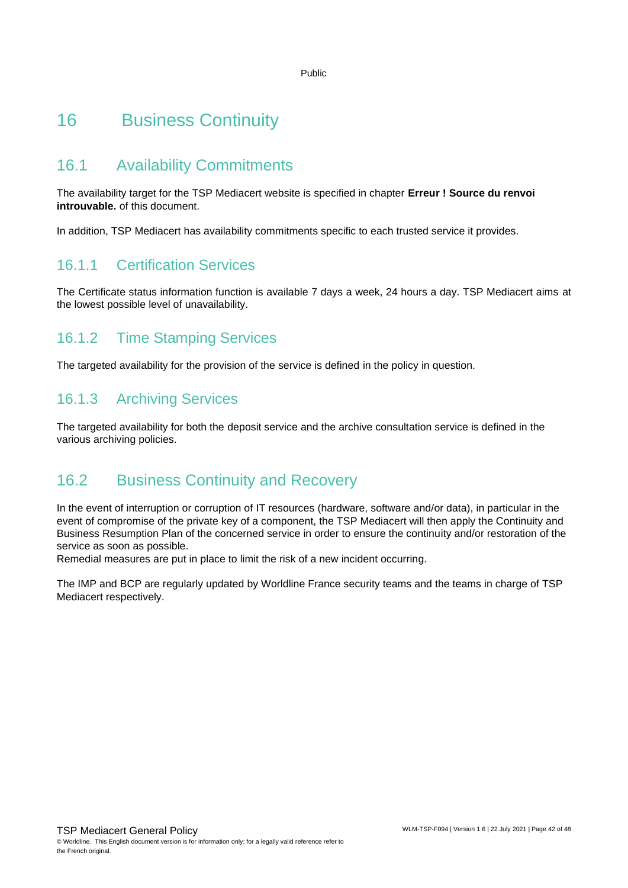# 16 Business Continuity

## 16.1 Availability Commitments

The availability target for the TSP Mediacert website is specified in chapter **Erreur ! Source du renvoi introuvable.** of this document.

In addition, TSP Mediacert has availability commitments specific to each trusted service it provides.

### 16.1.1 Certification Services

The Certificate status information function is available 7 days a week, 24 hours a day. TSP Mediacert aims at the lowest possible level of unavailability.

### 16.1.2 Time Stamping Services

The targeted availability for the provision of the service is defined in the policy in question.

### 16.1.3 Archiving Services

The targeted availability for both the deposit service and the archive consultation service is defined in the various archiving policies.

## 16.2 Business Continuity and Recovery

In the event of interruption or corruption of IT resources (hardware, software and/or data), in particular in the event of compromise of the private key of a component, the TSP Mediacert will then apply the Continuity and Business Resumption Plan of the concerned service in order to ensure the continuity and/or restoration of the service as soon as possible.
Remedial measures are put in place to limit the risk of a new incident occurring.

The IMP and BCP are regularly updated by Worldline France security teams and the teams in charge of TSP Mediacert respectively.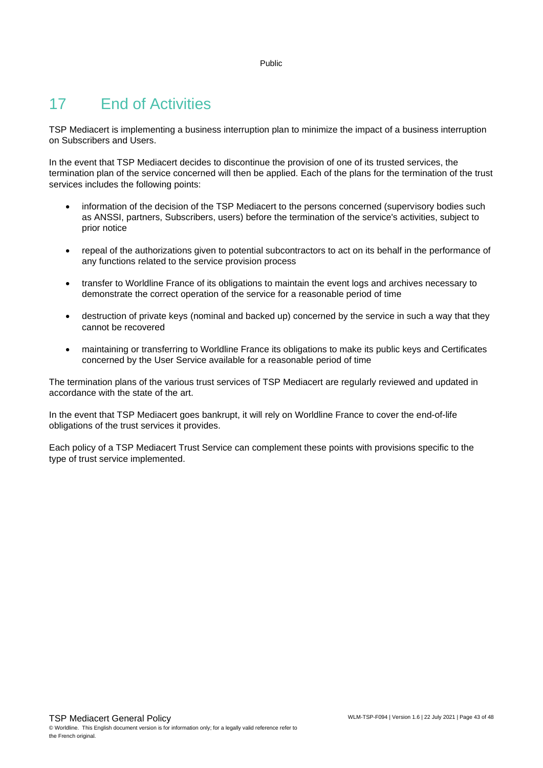# 17 End of Activities

TSP Mediacert is implementing a business interruption plan to minimize the impact of a business interruption on Subscribers and Users.

In the event that TSP Mediacert decides to discontinue the provision of one of its trusted services, the termination plan of the service concerned will then be applied. Each of the plans for the termination of the trust services includes the following points:

- information of the decision of the TSP Mediacert to the persons concerned (supervisory bodies such as ANSSI, partners, Subscribers, users) before the termination of the service's activities, subject to prior notice
- repeal of the authorizations given to potential subcontractors to act on its behalf in the performance of any functions related to the service provision process
- transfer to Worldline France of its obligations to maintain the event logs and archives necessary to demonstrate the correct operation of the service for a reasonable period of time
- destruction of private keys (nominal and backed up) concerned by the service in such a way that they cannot be recovered
- maintaining or transferring to Worldline France its obligations to make its public keys and Certificates concerned by the User Service available for a reasonable period of time

The termination plans of the various trust services of TSP Mediacert are regularly reviewed and updated in accordance with the state of the art.

In the event that TSP Mediacert goes bankrupt, it will rely on Worldline France to cover the end-of-life obligations of the trust services it provides.

Each policy of a TSP Mediacert Trust Service can complement these points with provisions specific to the type of trust service implemented.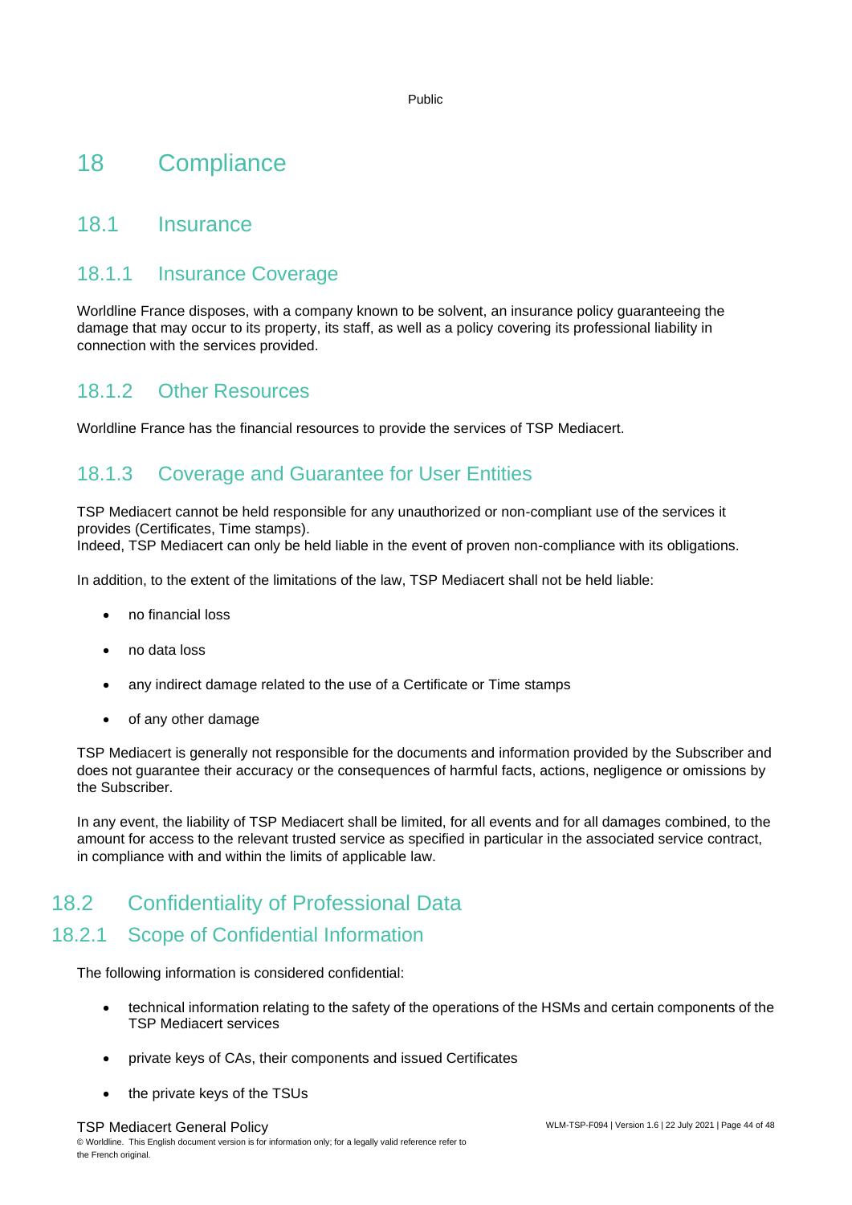# 18 Compliance

## 18.1 Insurance

### 18.1.1 Insurance Coverage

Worldline France disposes, with a company known to be solvent, an insurance policy guaranteeing the damage that may occur to its property, its staff, as well as a policy covering its professional liability in connection with the services provided.

### 18.1.2 Other Resources

Worldline France has the financial resources to provide the services of TSP Mediacert.

### 18.1.3 Coverage and Guarantee for User Entities

TSP Mediacert cannot be held responsible for any unauthorized or non-compliant use of the services it provides (Certificates, Time stamps).
Indeed, TSP Mediacert can only be held liable in the event of proven non-compliance with its obligations.

In addition, to the extent of the limitations of the law, TSP Mediacert shall not be held liable:

- no financial loss
- no data loss
- any indirect damage related to the use of a Certificate or Time stamps
- of any other damage

TSP Mediacert is generally not responsible for the documents and information provided by the Subscriber and does not guarantee their accuracy or the consequences of harmful facts, actions, negligence or omissions by the Subscriber.

In any event, the liability of TSP Mediacert shall be limited, for all events and for all damages combined, to the amount for access to the relevant trusted service as specified in particular in the associated service contract, in compliance with and within the limits of applicable law.

## 18.2 Confidentiality of Professional Data

### 18.2.1 Scope of Confidential Information

The following information is considered confidential:

- technical information relating to the safety of the operations of the HSMs and certain components of the TSP Mediacert services
- private keys of CAs, their components and issued Certificates
- the private keys of the TSUs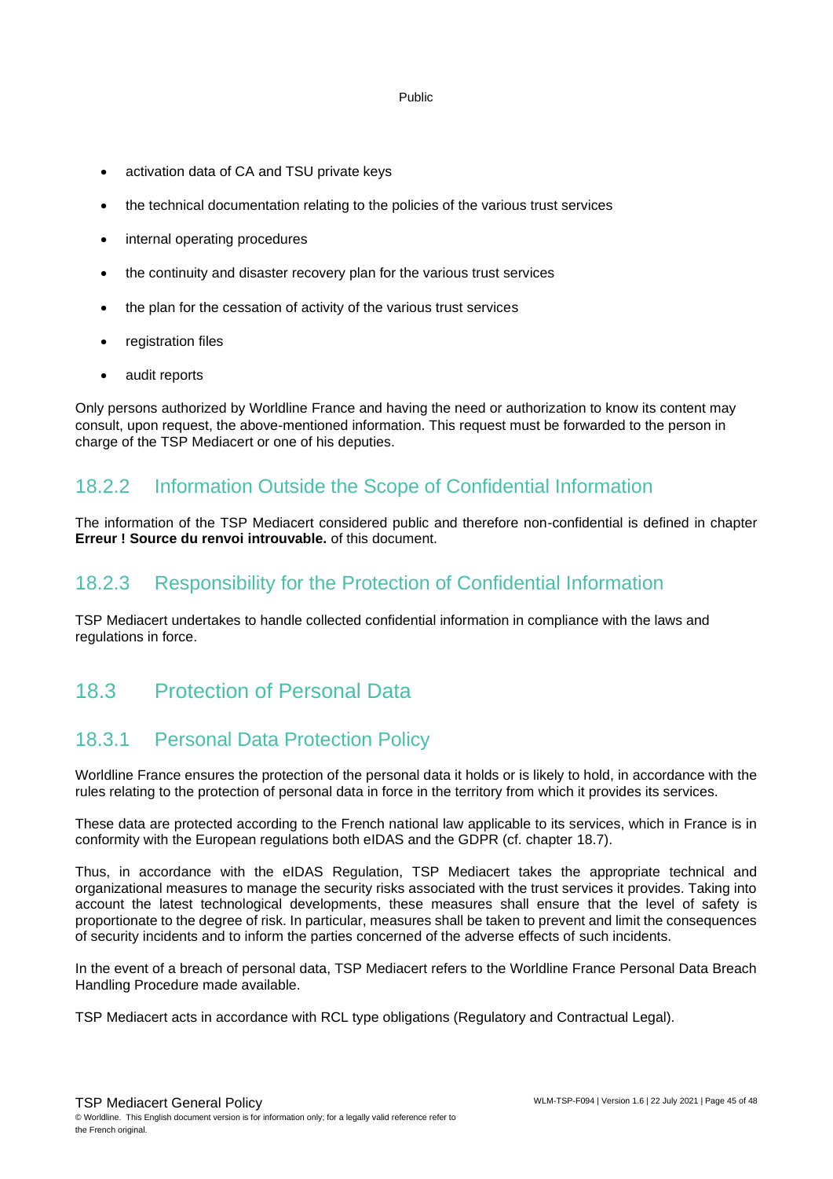- activation data of CA and TSU private keys
- the technical documentation relating to the policies of the various trust services
- internal operating procedures
- the continuity and disaster recovery plan for the various trust services
- the plan for the cessation of activity of the various trust services
- registration files
- audit reports

Only persons authorized by Worldline France and having the need or authorization to know its content may consult, upon request, the above-mentioned information. This request must be forwarded to the person in charge of the TSP Mediacert or one of his deputies.

### 18.2.2 Information Outside the Scope of Confidential Information

The information of the TSP Mediacert considered public and therefore non-confidential is defined in chapter **Erreur ! Source du renvoi introuvable.** of this document.

### 18.2.3 Responsibility for the Protection of Confidential Information

TSP Mediacert undertakes to handle collected confidential information in compliance with the laws and regulations in force.

## 18.3 Protection of Personal Data

### 18.3.1 Personal Data Protection Policy

Worldline France ensures the protection of the personal data it holds or is likely to hold, in accordance with the rules relating to the protection of personal data in force in the territory from which it provides its services.

These data are protected according to the French national law applicable to its services, which in France is in conformity with the European regulations both eIDAS and the GDPR (cf. chapter 18.7).

Thus, in accordance with the eIDAS Regulation, TSP Mediacert takes the appropriate technical and organizational measures to manage the security risks associated with the trust services it provides. Taking into account the latest technological developments, these measures shall ensure that the level of safety is proportionate to the degree of risk. In particular, measures shall be taken to prevent and limit the consequences of security incidents and to inform the parties concerned of the adverse effects of such incidents.

In the event of a breach of personal data, TSP Mediacert refers to the Worldline France Personal Data Breach Handling Procedure made available.

TSP Mediacert acts in accordance with RCL type obligations (Regulatory and Contractual Legal).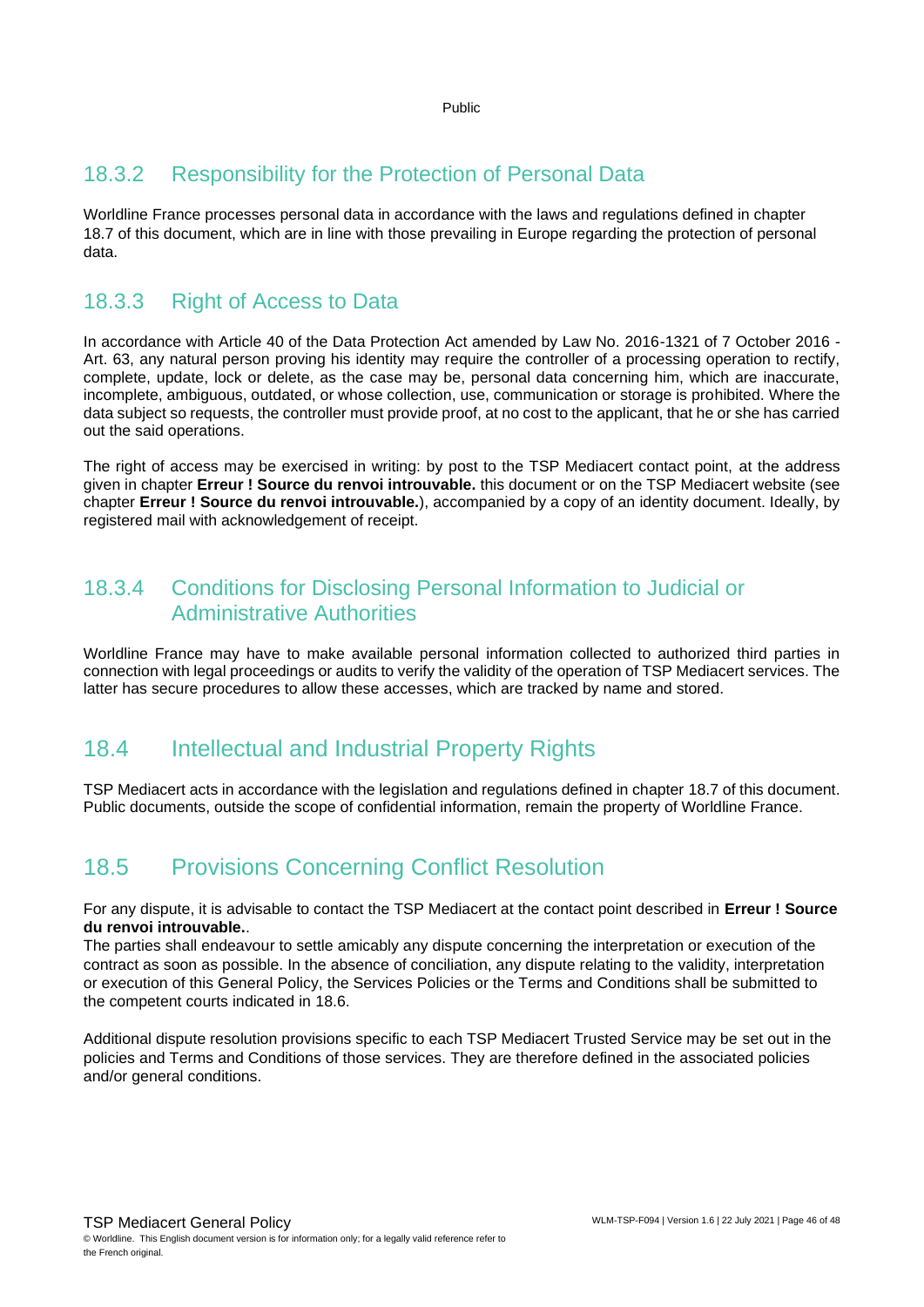### 18.3.2 Responsibility for the Protection of Personal Data

Worldline France processes personal data in accordance with the laws and regulations defined in chapter 18.7 of this document, which are in line with those prevailing in Europe regarding the protection of personal data.

### 18.3.3 Right of Access to Data

In accordance with Article 40 of the Data Protection Act amended by Law No. 2016-1321 of 7 October 2016 - Art. 63, any natural person proving his identity may require the controller of a processing operation to rectify, complete, update, lock or delete, as the case may be, personal data concerning him, which are inaccurate, incomplete, ambiguous, outdated, or whose collection, use, communication or storage is prohibited. Where the data subject so requests, the controller must provide proof, at no cost to the applicant, that he or she has carried out the said operations.

The right of access may be exercised in writing: by post to the TSP Mediacert contact point, at the address given in chapter **Erreur ! Source du renvoi introuvable.** this document or on the TSP Mediacert website (see chapter **Erreur ! Source du renvoi introuvable.**), accompanied by a copy of an identity document. Ideally, by registered mail with acknowledgement of receipt.

### 18.3.4 Conditions for Disclosing Personal Information to Judicial or Administrative Authorities

Worldline France may have to make available personal information collected to authorized third parties in connection with legal proceedings or audits to verify the validity of the operation of TSP Mediacert services. The latter has secure procedures to allow these accesses, which are tracked by name and stored.

## 18.4 Intellectual and Industrial Property Rights

TSP Mediacert acts in accordance with the legislation and regulations defined in chapter 18.7 of this document. Public documents, outside the scope of confidential information, remain the property of Worldline France.

## 18.5 Provisions Concerning Conflict Resolution

For any dispute, it is advisable to contact the TSP Mediacert at the contact point described in **Erreur ! Source du renvoi introuvable.**.
The parties shall endeavour to settle amicably any dispute concerning the interpretation or execution of the contract as soon as possible. In the absence of conciliation, any dispute relating to the validity, interpretation or execution of this General Policy, the Services Policies or the Terms and Conditions shall be submitted to the competent courts indicated in 18.6.

Additional dispute resolution provisions specific to each TSP Mediacert Trusted Service may be set out in the policies and Terms and Conditions of those services. They are therefore defined in the associated policies and/or general conditions.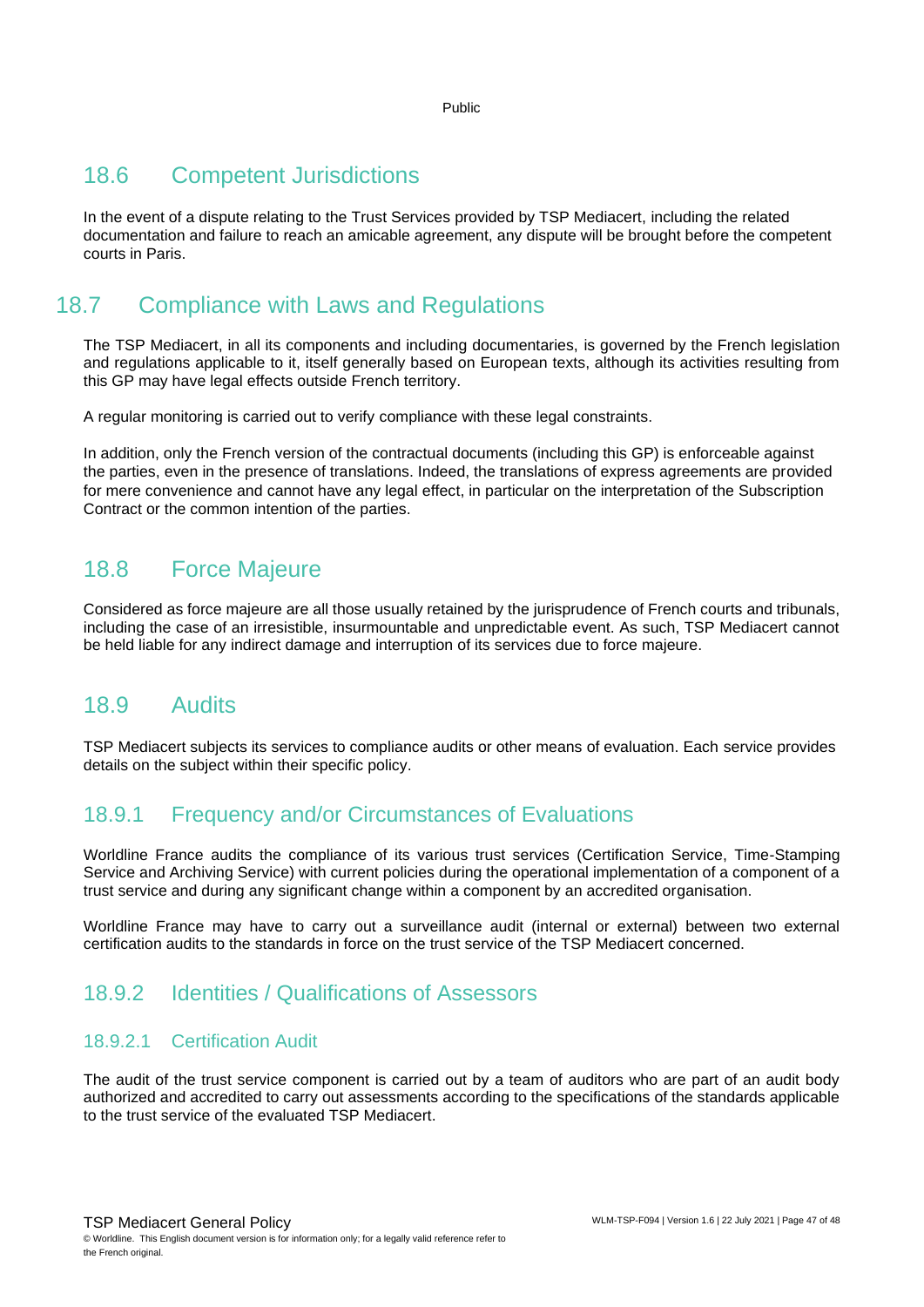## 18.6 Competent Jurisdictions

In the event of a dispute relating to the Trust Services provided by TSP Mediacert, including the related documentation and failure to reach an amicable agreement, any dispute will be brought before the competent courts in Paris.

## 18.7 Compliance with Laws and Regulations

The TSP Mediacert, in all its components and including documentaries, is governed by the French legislation and regulations applicable to it, itself generally based on European texts, although its activities resulting from this GP may have legal effects outside French territory.

A regular monitoring is carried out to verify compliance with these legal constraints.

In addition, only the French version of the contractual documents (including this GP) is enforceable against the parties, even in the presence of translations. Indeed, the translations of express agreements are provided for mere convenience and cannot have any legal effect, in particular on the interpretation of the Subscription Contract or the common intention of the parties.

## 18.8 Force Majeure

Considered as force majeure are all those usually retained by the jurisprudence of French courts and tribunals, including the case of an irresistible, insurmountable and unpredictable event. As such, TSP Mediacert cannot be held liable for any indirect damage and interruption of its services due to force majeure.

## 18.9 Audits

TSP Mediacert subjects its services to compliance audits or other means of evaluation. Each service provides details on the subject within their specific policy.

### 18.9.1 Frequency and/or Circumstances of Evaluations

Worldline France audits the compliance of its various trust services (Certification Service, Time-Stamping Service and Archiving Service) with current policies during the operational implementation of a component of a trust service and during any significant change within a component by an accredited organisation.

Worldline France may have to carry out a surveillance audit (internal or external) between two external certification audits to the standards in force on the trust service of the TSP Mediacert concerned.

### 18.9.2 Identities / Qualifications of Assessors

#### 18.9.2.1 Certification Audit

The audit of the trust service component is carried out by a team of auditors who are part of an audit body authorized and accredited to carry out assessments according to the specifications of the standards applicable to the trust service of the evaluated TSP Mediacert.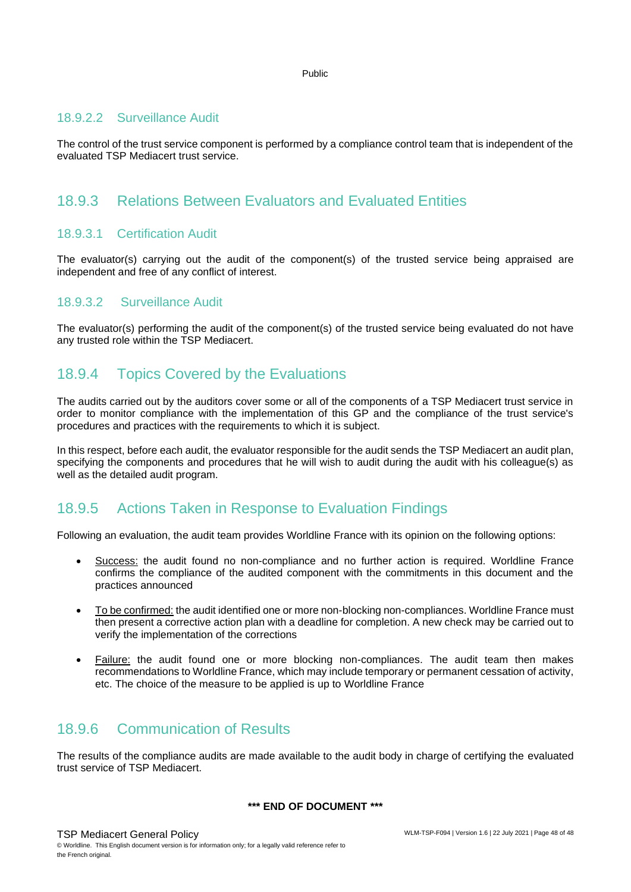#### 18.9.2.2 Surveillance Audit

The control of the trust service component is performed by a compliance control team that is independent of the evaluated TSP Mediacert trust service.

### 18.9.3 Relations Between Evaluators and Evaluated Entities

#### 18.9.3.1 Certification Audit

The evaluator(s) carrying out the audit of the component(s) of the trusted service being appraised are independent and free of any conflict of interest.

#### 18.9.3.2 Surveillance Audit

The evaluator(s) performing the audit of the component(s) of the trusted service being evaluated do not have any trusted role within the TSP Mediacert.

### 18.9.4 Topics Covered by the Evaluations

The audits carried out by the auditors cover some or all of the components of a TSP Mediacert trust service in order to monitor compliance with the implementation of this GP and the compliance of the trust service's procedures and practices with the requirements to which it is subject.

In this respect, before each audit, the evaluator responsible for the audit sends the TSP Mediacert an audit plan, specifying the components and procedures that he will wish to audit during the audit with his colleague(s) as well as the detailed audit program.

### 18.9.5 Actions Taken in Response to Evaluation Findings

Following an evaluation, the audit team provides Worldline France with its opinion on the following options:

- Success: the audit found no non-compliance and no further action is required. Worldline France confirms the compliance of the audited component with the commitments in this document and the practices announced
- To be confirmed: the audit identified one or more non-blocking non-compliances. Worldline France must then present a corrective action plan with a deadline for completion. A new check may be carried out to verify the implementation of the corrections
- Failure: the audit found one or more blocking non-compliances. The audit team then makes recommendations to Worldline France, which may include temporary or permanent cessation of activity, etc. The choice of the measure to be applied is up to Worldline France

### 18.9.6 Communication of Results

The results of the compliance audits are made available to the audit body in charge of certifying the evaluated trust service of TSP Mediacert.

**\*\*\* END OF DOCUMENT \*\*\***